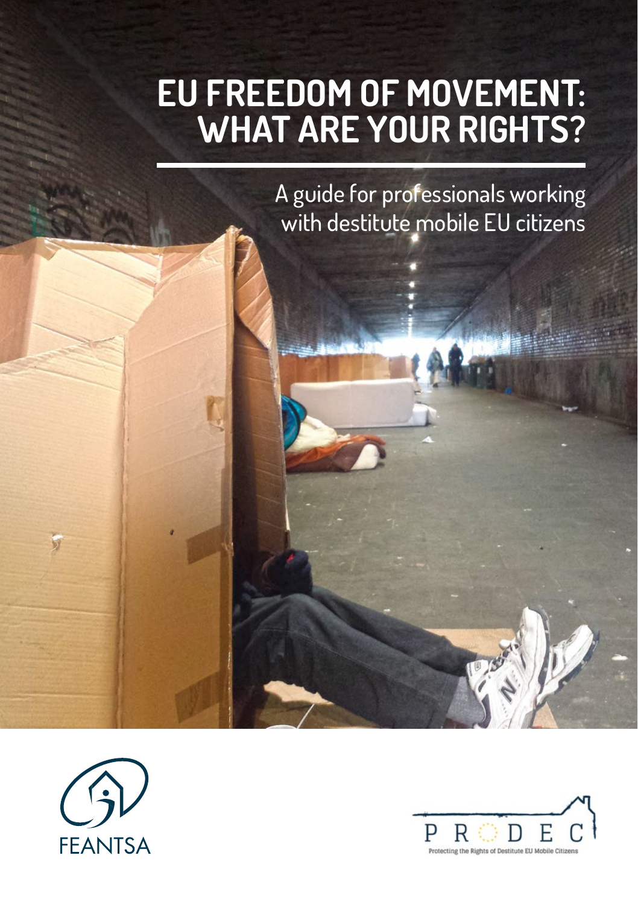# EU FREEDOM OF MOVEMENT: WHAT ARE YOUR RIGHTS?

A guide for professionals working with destitute mobile EU citizens

FEANTSA

PRODEC

Protecting the Rights of Destitute EU Mobile Citizens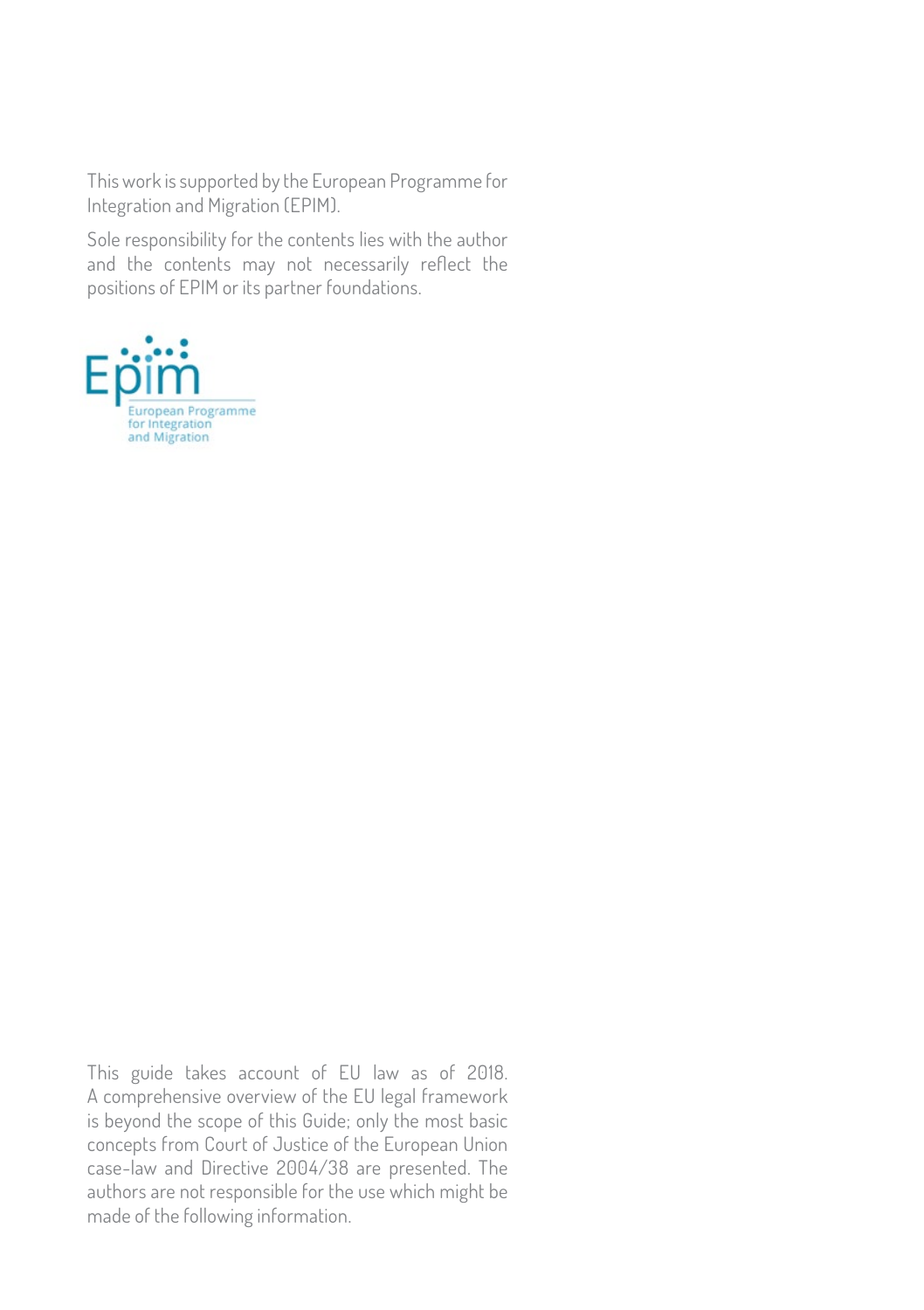This work is supported by the European Programme for Integration and Migration (EPIM).

Sole responsibility for the contents lies with the author and the contents may not necessarily reflect the positions of EPIM or its partner foundations.

Epim
European Programme for Integration and Migration

This guide takes account of EU law as of 2018. A comprehensive overview of the EU legal framework is beyond the scope of this Guide; only the most basic concepts from Court of Justice of the European Union case-law and Directive 2004/38 are presented. The authors are not responsible for the use which might be made of the following information.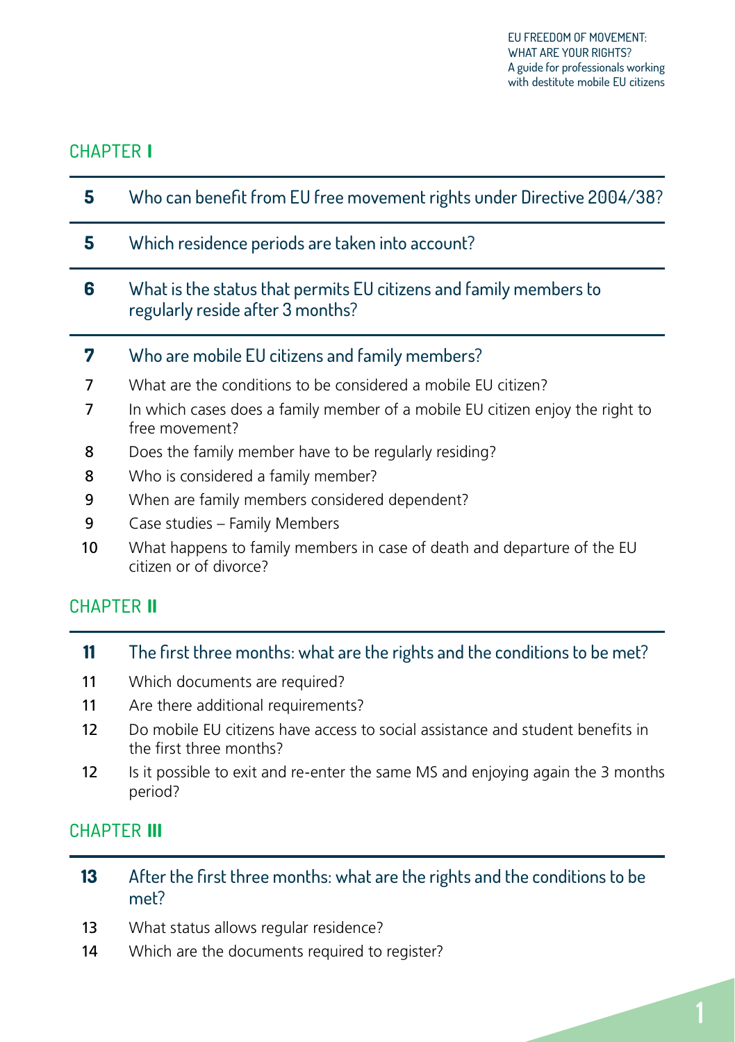## CHAPTER I

| | |
|---|---|
| **5** | Who can benefit from EU free movement rights under Directive 2004/38? |
| **5** | Which residence periods are taken into account? |
| **6** | What is the status that permits EU citizens and family members to regularly reside after 3 months? |
| **7** | Who are mobile EU citizens and family members? |
| 7 | What are the conditions to be considered a mobile EU citizen? |
| 7 | In which cases does a family member of a mobile EU citizen enjoy the right to free movement? |
| 8 | Does the family member have to be regularly residing? |
| 8 | Who is considered a family member? |
| 9 | When are family members considered dependent? |
| 9 | Case studies – Family Members |
| 10 | What happens to family members in case of death and departure of the EU citizen or of divorce? |

## CHAPTER II

| | |
|---|---|
| **11** | The first three months: what are the rights and the conditions to be met? |
| 11 | Which documents are required? |
| 11 | Are there additional requirements? |
| 12 | Do mobile EU citizens have access to social assistance and student benefits in the first three months? |
| 12 | Is it possible to exit and re-enter the same MS and enjoying again the 3 months period? |

## CHAPTER III

| | |
|---|---|
| **13** | After the first three months: what are the rights and the conditions to be met? |
| 13 | What status allows regular residence? |
| 14 | Which are the documents required to register? |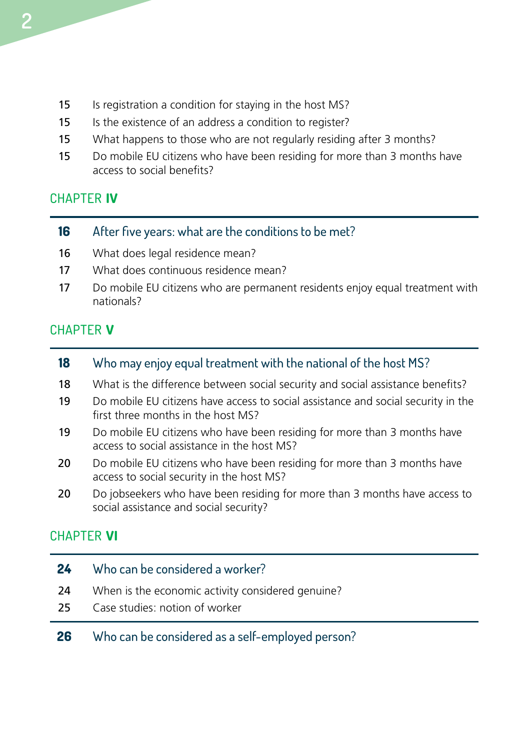15 Is registration a condition for staying in the host MS?

15 Is the existence of an address a condition to register?

15 What happens to those who are not regularly residing after 3 months?

15 Do mobile EU citizens who have been residing for more than 3 months have access to social benefits?

## CHAPTER **IV**

**16** After five years: what are the conditions to be met?

16 What does legal residence mean?

17 What does continuous residence mean?

17 Do mobile EU citizens who are permanent residents enjoy equal treatment with nationals?

## CHAPTER **V**

**18** Who may enjoy equal treatment with the national of the host MS?

18 What is the difference between social security and social assistance benefits?

19 Do mobile EU citizens have access to social assistance and social security in the first three months in the host MS?

19 Do mobile EU citizens who have been residing for more than 3 months have access to social assistance in the host MS?

20 Do mobile EU citizens who have been residing for more than 3 months have access to social security in the host MS?

20 Do jobseekers who have been residing for more than 3 months have access to social assistance and social security?

## CHAPTER **VI**

**24** Who can be considered a worker?

24 When is the economic activity considered genuine?

25 Case studies: notion of worker

**26** Who can be considered as a self-employed person?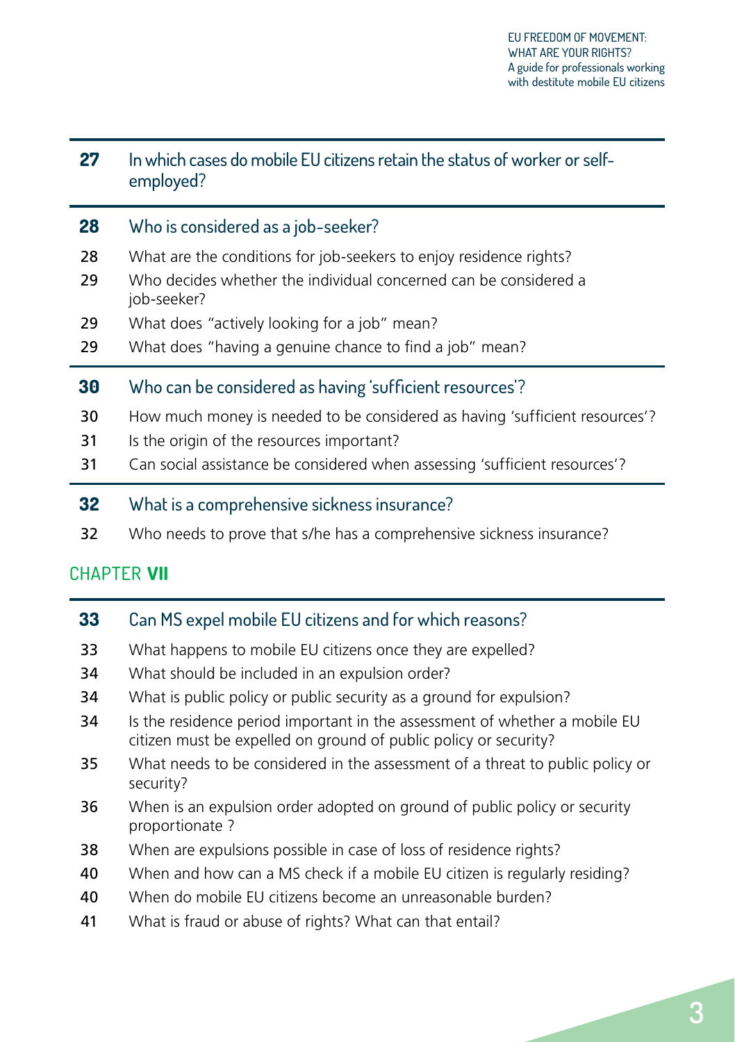**27** In which cases do mobile EU citizens retain the status of worker or self-employed?

**28** Who is considered as a job-seeker?

28 What are the conditions for job-seekers to enjoy residence rights?

29 Who decides whether the individual concerned can be considered a job-seeker?

29 What does “actively looking for a job” mean?

29 What does “having a genuine chance to find a job” mean?

**30** Who can be considered as having ‘sufficient resources’?

30 How much money is needed to be considered as having ‘sufficient resources’?

31 Is the origin of the resources important?

31 Can social assistance be considered when assessing ‘sufficient resources’?

**32** What is a comprehensive sickness insurance?

32 Who needs to prove that s/he has a comprehensive sickness insurance?

## CHAPTER **VII**

**33** Can MS expel mobile EU citizens and for which reasons?

33 What happens to mobile EU citizens once they are expelled?

34 What should be included in an expulsion order?

34 What is public policy or public security as a ground for expulsion?

34 Is the residence period important in the assessment of whether a mobile EU citizen must be expelled on ground of public policy or security?

35 What needs to be considered in the assessment of a threat to public policy or security?

36 When is an expulsion order adopted on ground of public policy or security proportionate ?

38 When are expulsions possible in case of loss of residence rights?

40 When and how can a MS check if a mobile EU citizen is regularly residing?

40 When do mobile EU citizens become an unreasonable burden?

41 What is fraud or abuse of rights? What can that entail?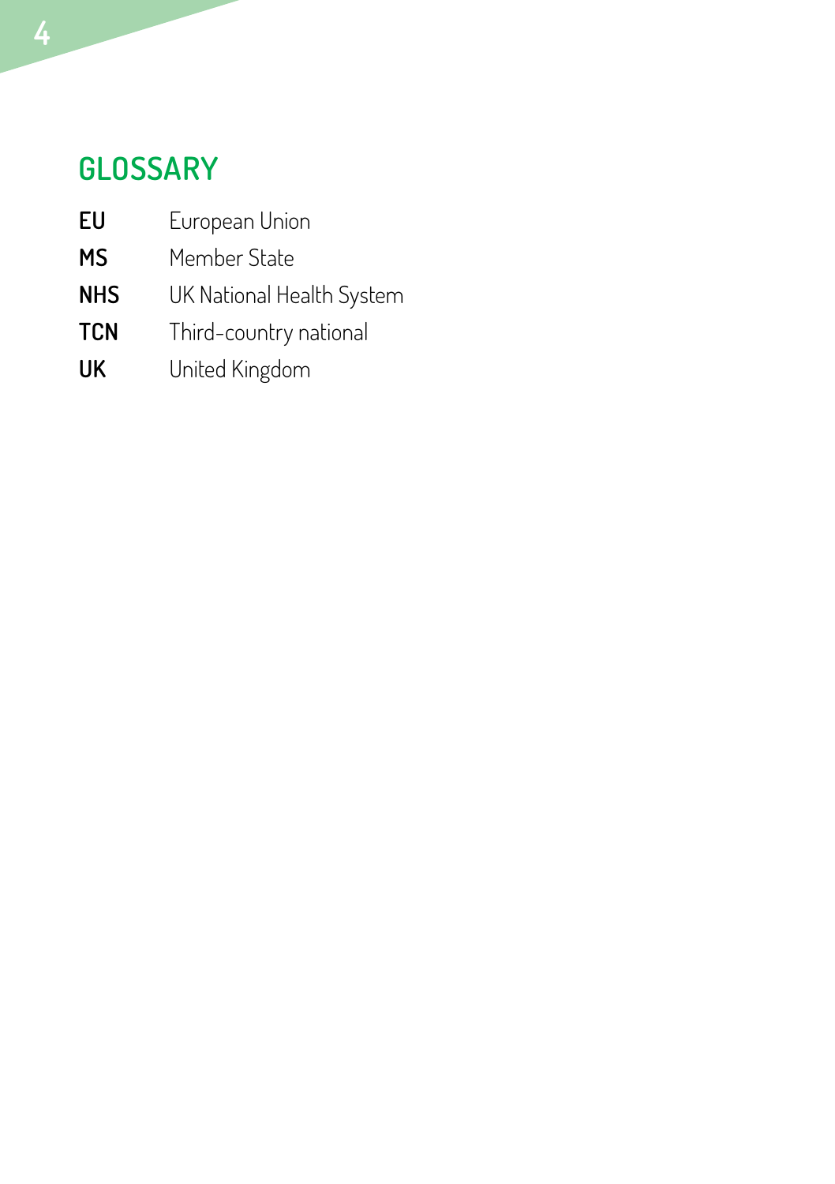## GLOSSARY

| | |
|---|---|
| **EU** | European Union |
| **MS** | Member State |
| **NHS** | UK National Health System |
| **TCN** | Third-country national |
| **UK** | United Kingdom |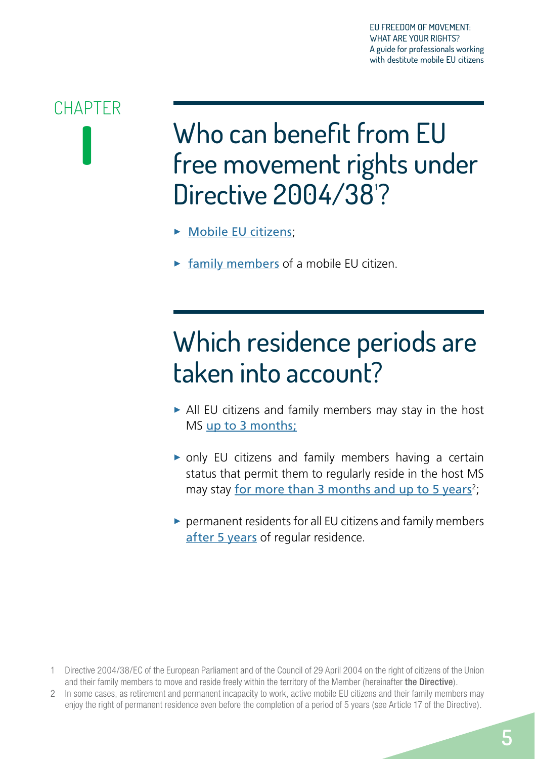CHAPTER

I

# Who can benefit from EU free movement rights under Directive 2004/38[1]?

- Mobile EU citizens;
- family members of a mobile EU citizen.

# Which residence periods are taken into account?

- All EU citizens and family members may stay in the host MS up to 3 months;
- only EU citizens and family members having a certain status that permit them to regularly reside in the host MS may stay for more than 3 months and up to 5 years[2];
- permanent residents for all EU citizens and family members after 5 years of regular residence.

1 Directive 2004/38/EC of the European Parliament and of the Council of 29 April 2004 on the right of citizens of the Union and their family members to move and reside freely within the territory of the Member (hereinafter **the Directive**).

2 In some cases, as retirement and permanent incapacity to work, active mobile EU citizens and their family members may enjoy the right of permanent residence even before the completion of a period of 5 years (see Article 17 of the Directive).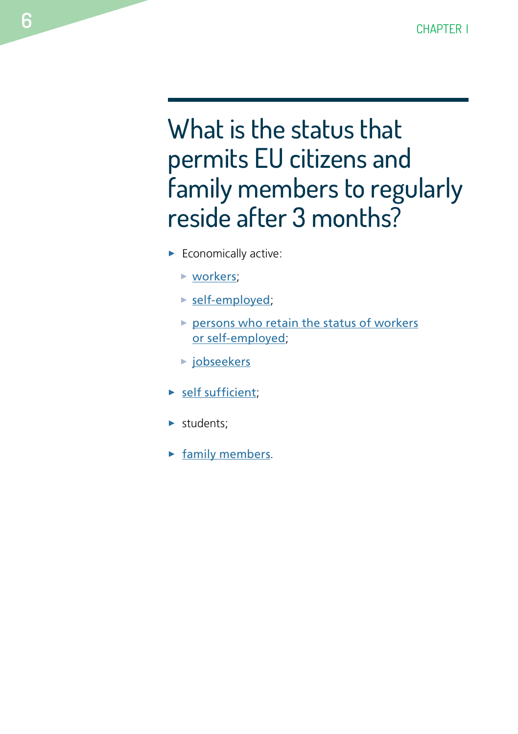# What is the status that permits EU citizens and family members to regularly reside after 3 months?

- Economically active:
  - workers;
  - self-employed;
  - persons who retain the status of workers or self-employed;
  - jobseekers
- self sufficient;
- students;
- family members.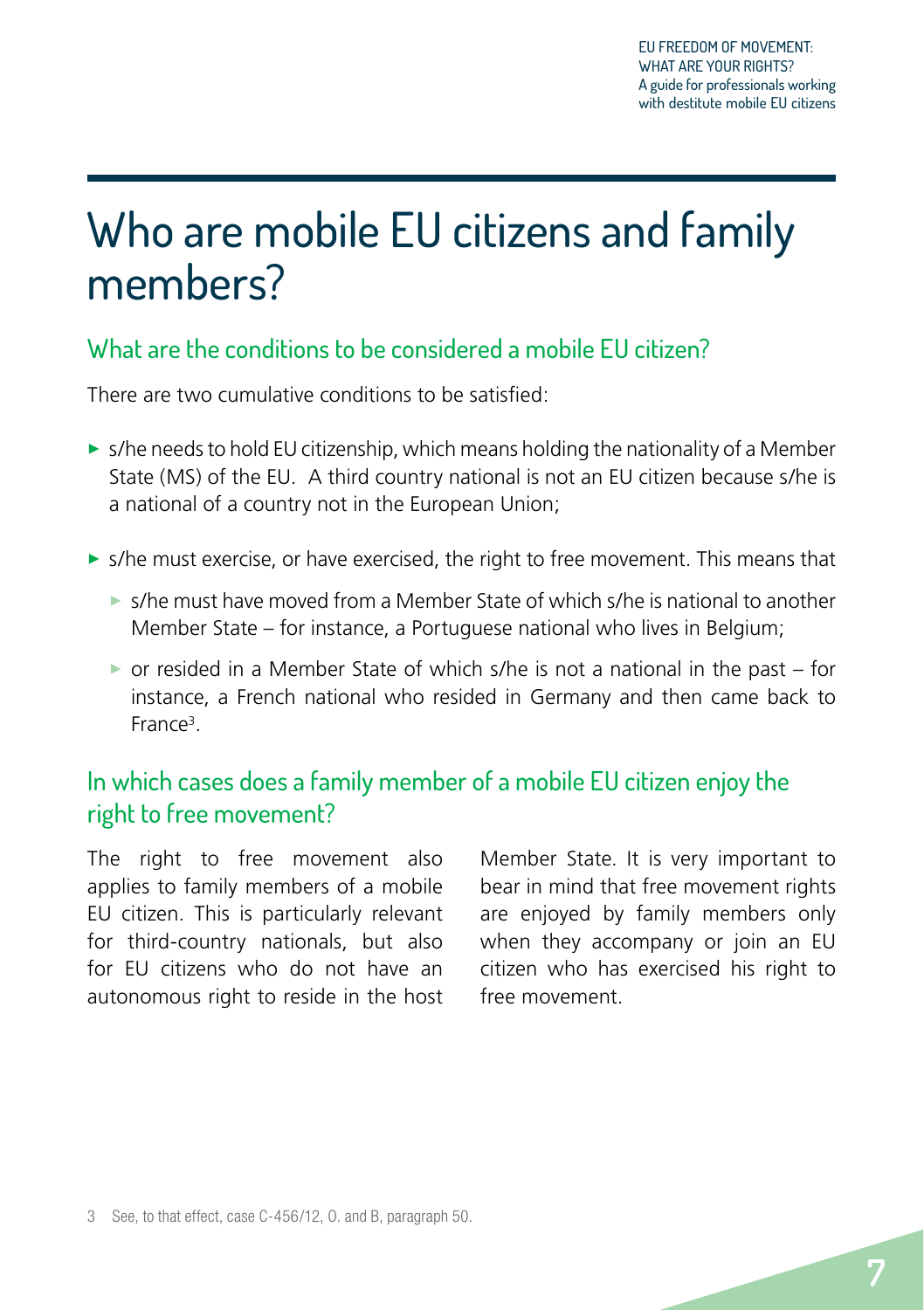# Who are mobile EU citizens and family members?

## What are the conditions to be considered a mobile EU citizen?

There are two cumulative conditions to be satisfied:

- s/he needs to hold EU citizenship, which means holding the nationality of a Member State (MS) of the EU. A third country national is not an EU citizen because s/he is a national of a country not in the European Union;
- s/he must exercise, or have exercised, the right to free movement. This means that
  - s/he must have moved from a Member State of which s/he is national to another Member State – for instance, a Portuguese national who lives in Belgium;
  - or resided in a Member State of which s/he is not a national in the past – for instance, a French national who resided in Germany and then came back to France[3].

## In which cases does a family member of a mobile EU citizen enjoy the right to free movement?

The right to free movement also applies to family members of a mobile EU citizen. This is particularly relevant for third-country nationals, but also for EU citizens who do not have an autonomous right to reside in the host Member State. It is very important to bear in mind that free movement rights are enjoyed by family members only when they accompany or join an EU citizen who has exercised his right to free movement.

3 See, to that effect, case C-456/12, O. and B, paragraph 50.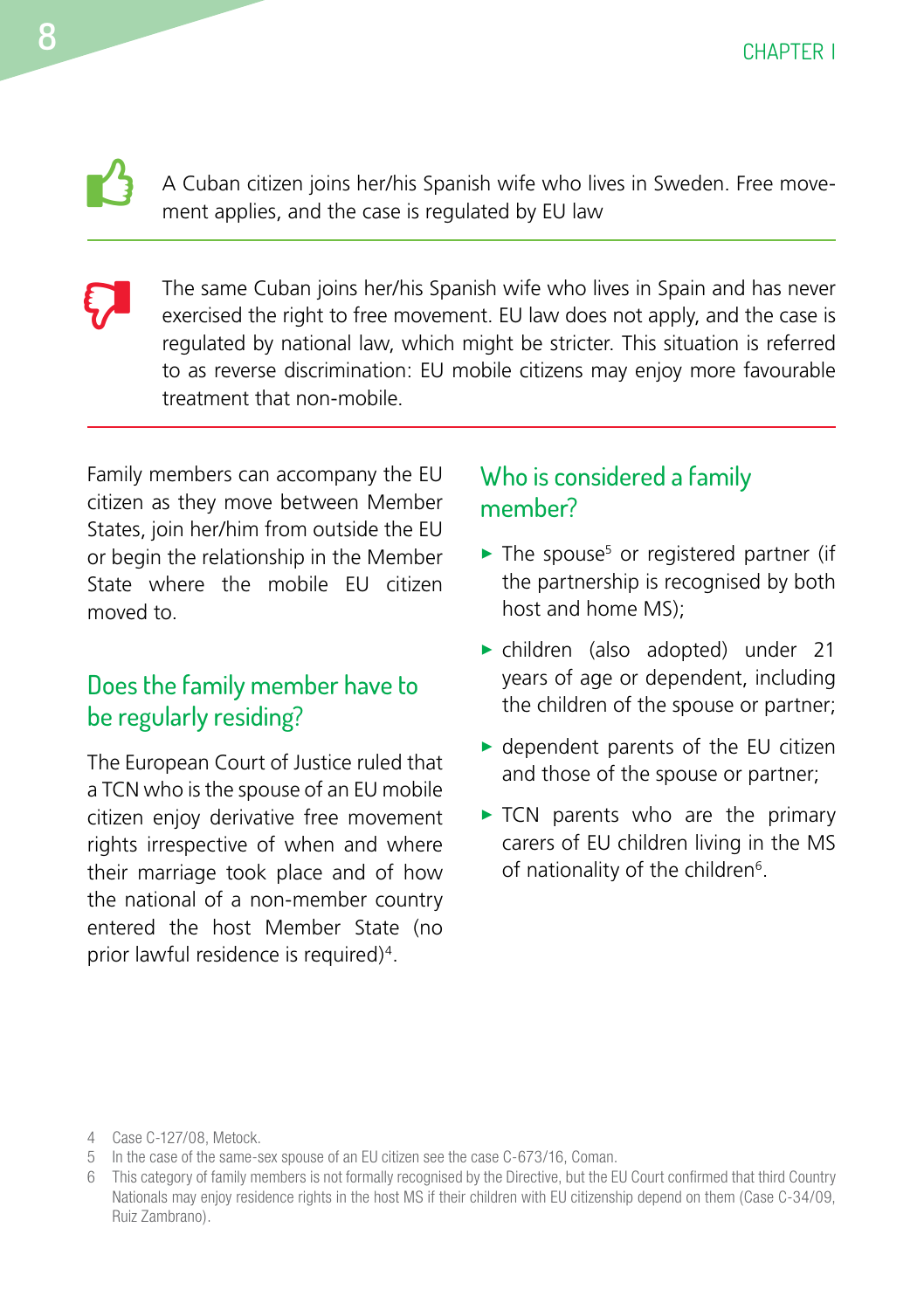A Cuban citizen joins her/his Spanish wife who lives in Sweden. Free movement applies, and the case is regulated by EU law

---

The same Cuban joins her/his Spanish wife who lives in Spain and has never exercised the right to free movement. EU law does not apply, and the case is regulated by national law, which might be stricter. This situation is referred to as reverse discrimination: EU mobile citizens may enjoy more favourable treatment that non-mobile.

---

Family members can accompany the EU citizen as they move between Member States, join her/him from outside the EU or begin the relationship in the Member State where the mobile EU citizen moved to.

## Does the family member have to be regularly residing?

The European Court of Justice ruled that a TCN who is the spouse of an EU mobile citizen enjoy derivative free movement rights irrespective of when and where their marriage took place and of how the national of a non-member country entered the host Member State (no prior lawful residence is required)[4].

## Who is considered a family member?

- The spouse[5] or registered partner (if the partnership is recognised by both host and home MS);
- children (also adopted) under 21 years of age or dependent, including the children of the spouse or partner;
- dependent parents of the EU citizen and those of the spouse or partner;
- TCN parents who are the primary carers of EU children living in the MS of nationality of the children[6].

4 Case C-127/08, Metock.

5 In the case of the same-sex spouse of an EU citizen see the case C-673/16, Coman.

6 This category of family members is not formally recognised by the Directive, but the EU Court confirmed that third Country Nationals may enjoy residence rights in the host MS if their children with EU citizenship depend on them (Case C-34/09, Ruiz Zambrano).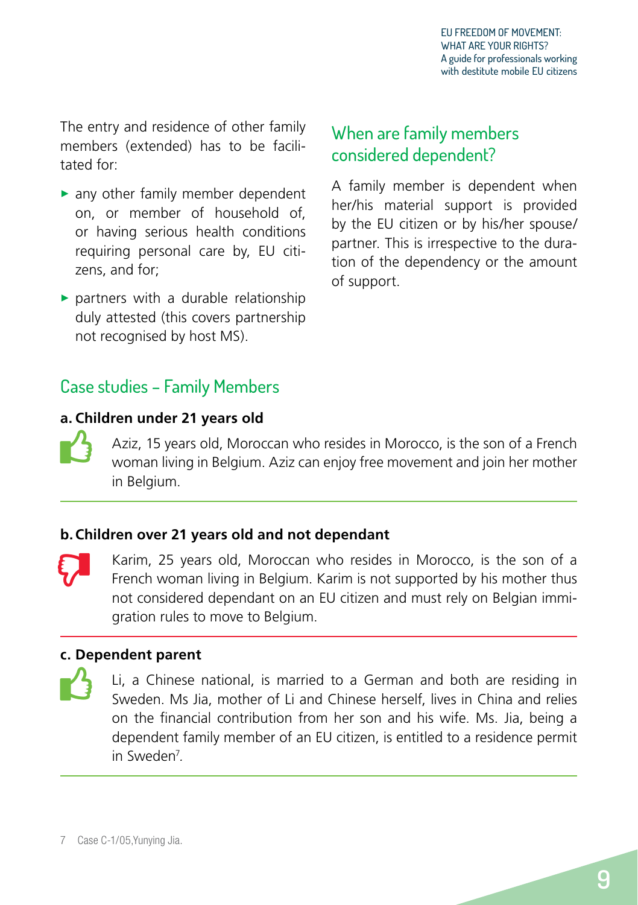The entry and residence of other family members (extended) has to be facilitated for:

- any other family member dependent on, or member of household of, or having serious health conditions requiring personal care by, EU citizens, and for;
- partners with a durable relationship duly attested (this covers partnership not recognised by host MS).

## When are family members considered dependent?

A family member is dependent when her/his material support is provided by the EU citizen or by his/her spouse/ partner. This is irrespective to the duration of the dependency or the amount of support.

## Case studies – Family Members

**a. Children under 21 years old**

Aziz, 15 years old, Moroccan who resides in Morocco, is the son of a French woman living in Belgium. Aziz can enjoy free movement and join her mother in Belgium.

**b. Children over 21 years old and not dependant**

Karim, 25 years old, Moroccan who resides in Morocco, is the son of a French woman living in Belgium. Karim is not supported by his mother thus not considered dependant on an EU citizen and must rely on Belgian immigration rules to move to Belgium.

**c. Dependent parent**

Li, a Chinese national, is married to a German and both are residing in Sweden. Ms Jia, mother of Li and Chinese herself, lives in China and relies on the financial contribution from her son and his wife. Ms. Jia, being a dependent family member of an EU citizen, is entitled to a residence permit in Sweden[7].

[7] Case C-1/05,Yunying Jia.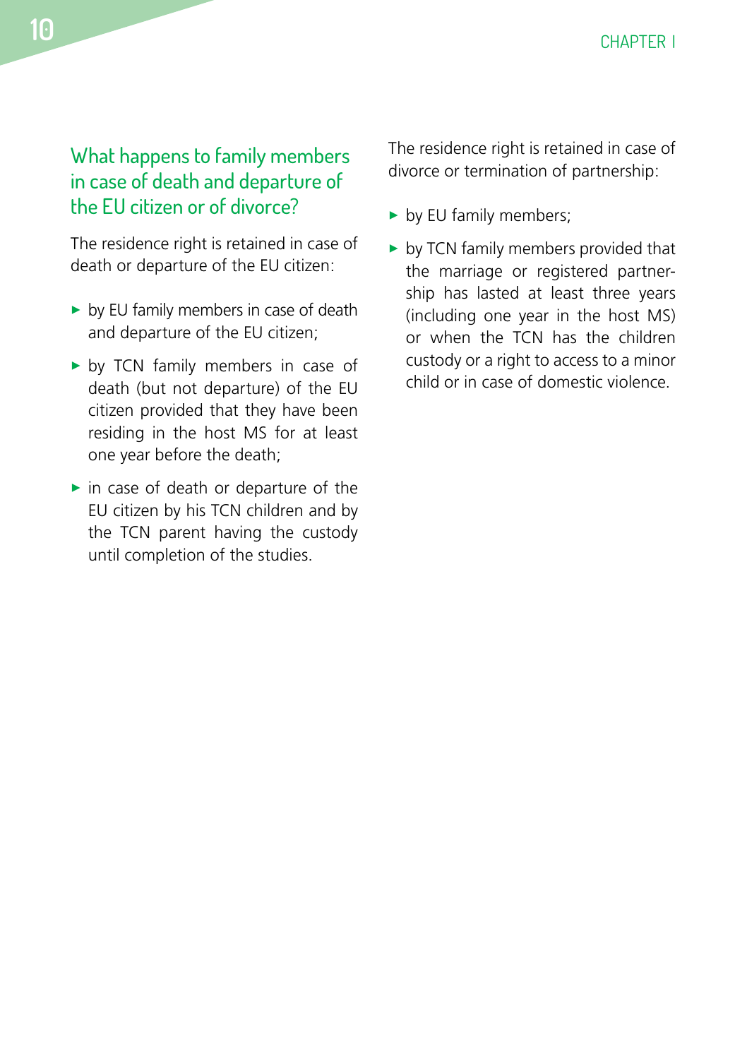## What happens to family members in case of death and departure of the EU citizen or of divorce?

The residence right is retained in case of death or departure of the EU citizen:

- by EU family members in case of death and departure of the EU citizen;
- by TCN family members in case of death (but not departure) of the EU citizen provided that they have been residing in the host MS for at least one year before the death;
- in case of death or departure of the EU citizen by his TCN children and by the TCN parent having the custody until completion of the studies.

The residence right is retained in case of divorce or termination of partnership:

- by EU family members;
- by TCN family members provided that the marriage or registered partnership has lasted at least three years (including one year in the host MS) or when the TCN has the children custody or a right to access to a minor child or in case of domestic violence.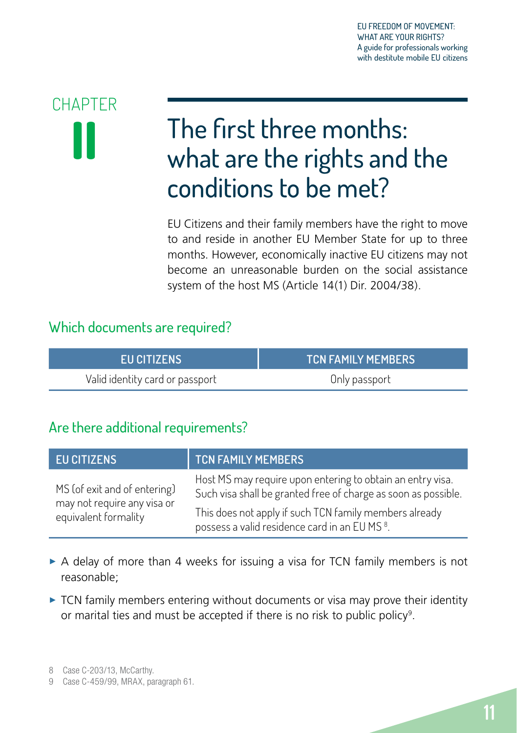# CHAPTER II

# The first three months: what are the rights and the conditions to be met?

EU Citizens and their family members have the right to move to and reside in another EU Member State for up to three months. However, economically inactive EU citizens may not become an unreasonable burden on the social assistance system of the host MS (Article 14(1) Dir. 2004/38).

## Which documents are required?

| EU CITIZENS | TCN FAMILY MEMBERS |
|---|---|
| Valid identity card or passport | Only passport |

## Are there additional requirements?

| EU CITIZENS | TCN FAMILY MEMBERS |
|---|---|
| MS (of exit and of entering) may not require any visa or equivalent formality | Host MS may require upon entering to obtain an entry visa. Such visa shall be granted free of charge as soon as possible. This does not apply if such TCN family members already possess a valid residence card in an EU MS [8]. |

- A delay of more than 4 weeks for issuing a visa for TCN family members is not reasonable;
- TCN family members entering without documents or visa may prove their identity or marital ties and must be accepted if there is no risk to public policy[9].

8 Case C-203/13, McCarthy.

9 Case C-459/99, MRAX, paragraph 61.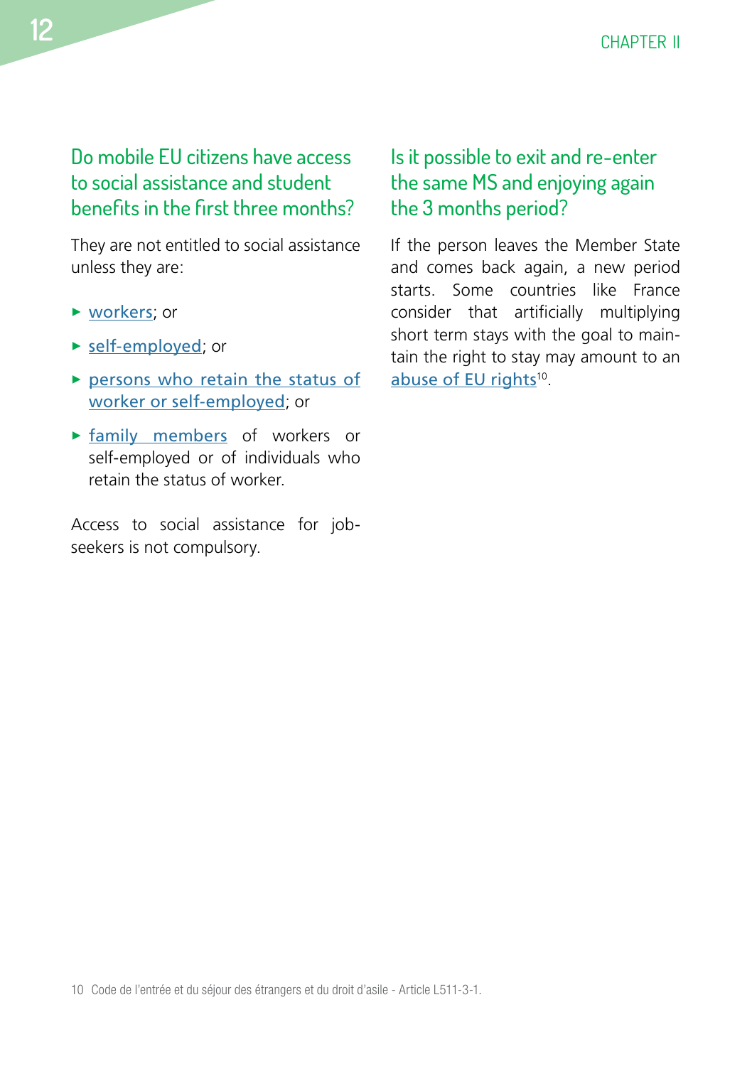## Do mobile EU citizens have access to social assistance and student benefits in the first three months?

They are not entitled to social assistance unless they are:

- workers; or
- self-employed; or
- persons who retain the status of worker or self-employed; or
- family members of workers or self-employed or of individuals who retain the status of worker.

Access to social assistance for job-seekers is not compulsory.

## Is it possible to exit and re-enter the same MS and enjoying again the 3 months period?

If the person leaves the Member State and comes back again, a new period starts. Some countries like France consider that artificially multiplying short term stays with the goal to maintain the right to stay may amount to an abuse of EU rights[10].

10 Code de l'entrée et du séjour des étrangers et du droit d'asile - Article L511-3-1.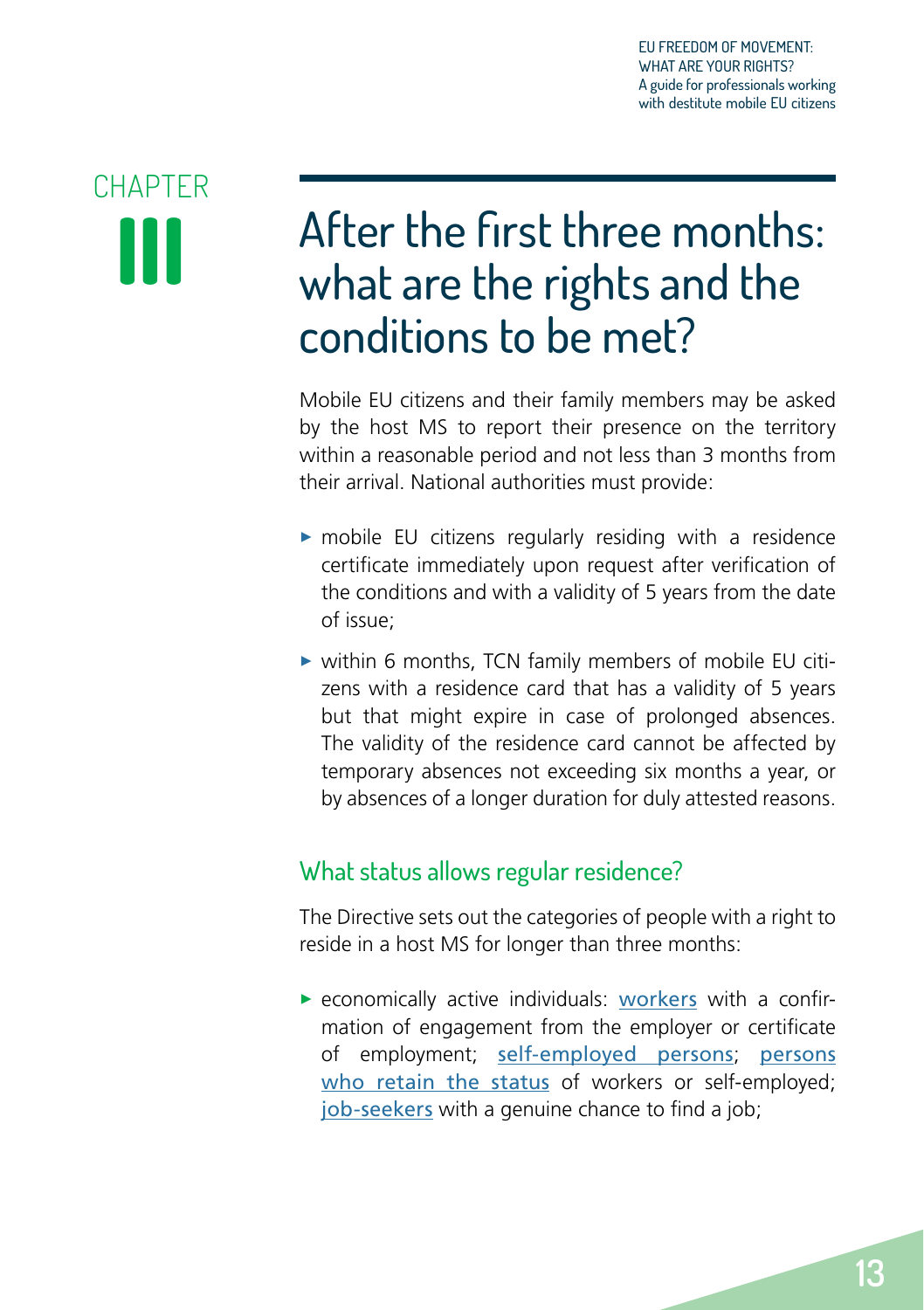# CHAPTER III

## After the first three months: what are the rights and the conditions to be met?

Mobile EU citizens and their family members may be asked by the host MS to report their presence on the territory within a reasonable period and not less than 3 months from their arrival. National authorities must provide:

- mobile EU citizens regularly residing with a residence certificate immediately upon request after verification of the conditions and with a validity of 5 years from the date of issue;
- within 6 months, TCN family members of mobile EU citizens with a residence card that has a validity of 5 years but that might expire in case of prolonged absences. The validity of the residence card cannot be affected by temporary absences not exceeding six months a year, or by absences of a longer duration for duly attested reasons.

### What status allows regular residence?

The Directive sets out the categories of people with a right to reside in a host MS for longer than three months:

- economically active individuals: workers with a confirmation of engagement from the employer or certificate of employment; self-employed persons; persons who retain the status of workers or self-employed; job-seekers with a genuine chance to find a job;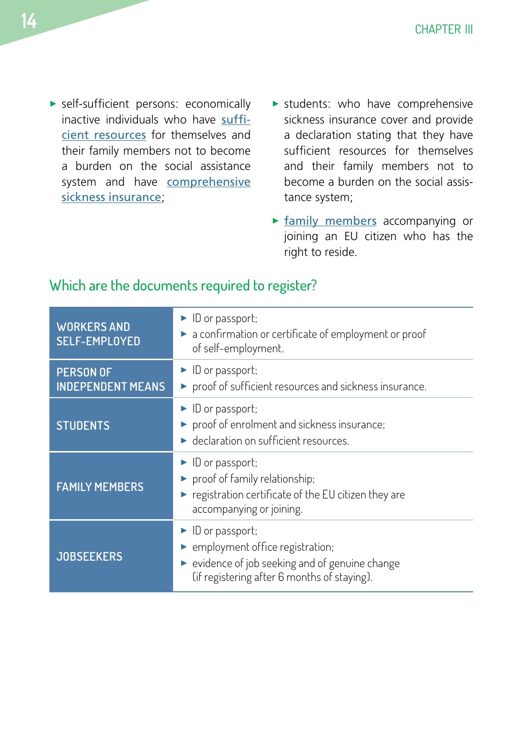- self-sufficient persons: economically inactive individuals who have sufficient resources for themselves and their family members not to become a burden on the social assistance system and have comprehensive sickness insurance;
- students: who have comprehensive sickness insurance cover and provide a declaration stating that they have sufficient resources for themselves and their family members not to become a burden on the social assistance system;
- family members accompanying or joining an EU citizen who has the right to reside.

## Which are the documents required to register?

| | |
|---|---|
| **WORKERS AND SELF-EMPLOYED** | ► ID or passport;<br>► a confirmation or certificate of employment or proof of self-employment. |
| **PERSON OF INDEPENDENT MEANS** | ► ID or passport;<br>► proof of sufficient resources and sickness insurance. |
| **STUDENTS** | ► ID or passport;<br>► proof of enrolment and sickness insurance;<br>► declaration on sufficient resources. |
| **FAMILY MEMBERS** | ► ID or passport;<br>► proof of family relationship;<br>► registration certificate of the EU citizen they are accompanying or joining. |
| **JOBSEEKERS** | ► ID or passport;<br>► employment office registration;<br>► evidence of job seeking and of genuine change (if registering after 6 months of staying). |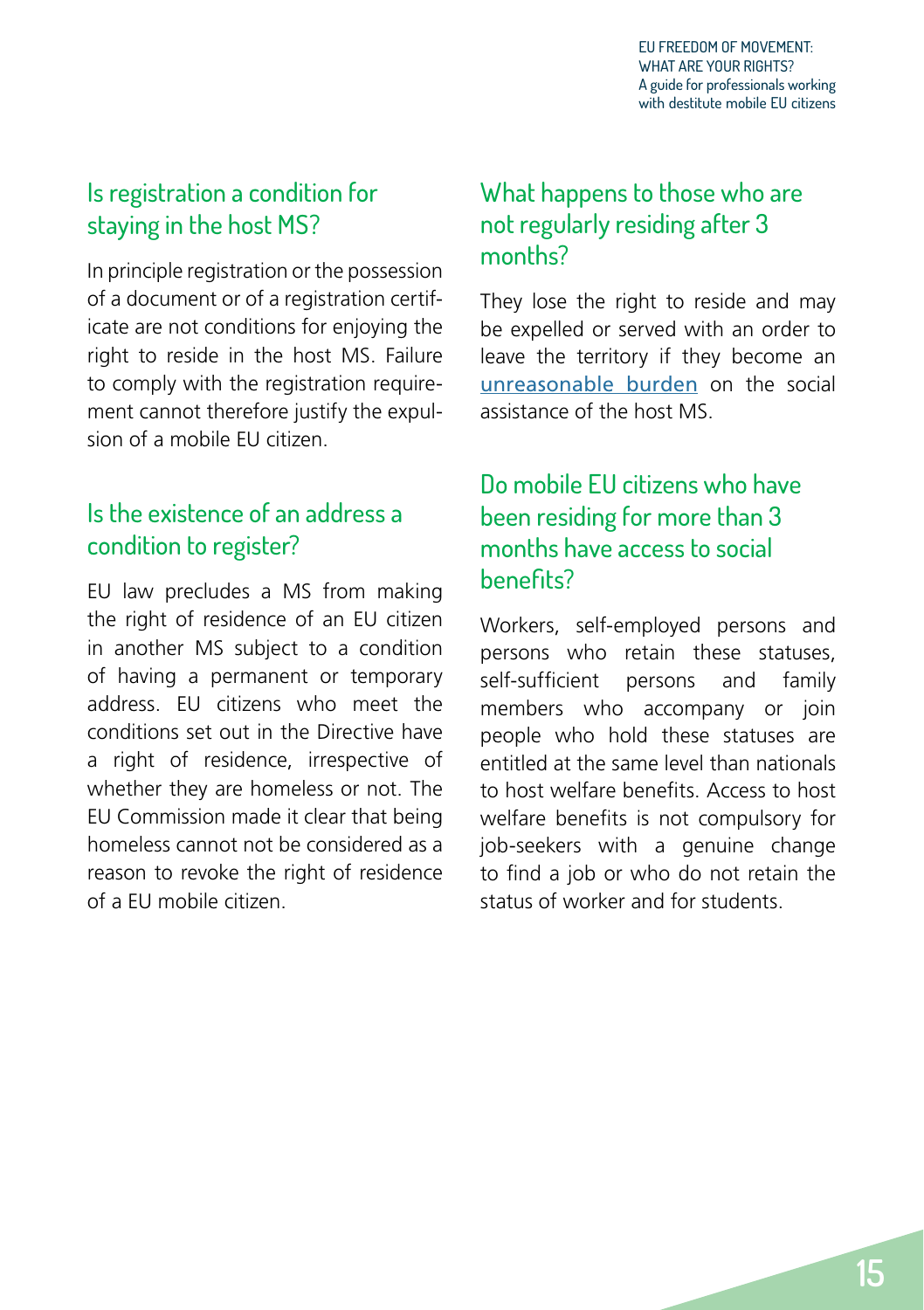## Is registration a condition for staying in the host MS?

In principle registration or the possession of a document or of a registration certificate are not conditions for enjoying the right to reside in the host MS. Failure to comply with the registration requirement cannot therefore justify the expulsion of a mobile EU citizen.

## Is the existence of an address a condition to register?

EU law precludes a MS from making the right of residence of an EU citizen in another MS subject to a condition of having a permanent or temporary address. EU citizens who meet the conditions set out in the Directive have a right of residence, irrespective of whether they are homeless or not. The EU Commission made it clear that being homeless cannot not be considered as a reason to revoke the right of residence of a EU mobile citizen.

## What happens to those who are not regularly residing after 3 months?

They lose the right to reside and may be expelled or served with an order to leave the territory if they become an unreasonable burden on the social assistance of the host MS.

## Do mobile EU citizens who have been residing for more than 3 months have access to social benefits?

Workers, self-employed persons and persons who retain these statuses, self-sufficient persons and family members who accompany or join people who hold these statuses are entitled at the same level than nationals to host welfare benefits. Access to host welfare benefits is not compulsory for job-seekers with a genuine change to find a job or who do not retain the status of worker and for students.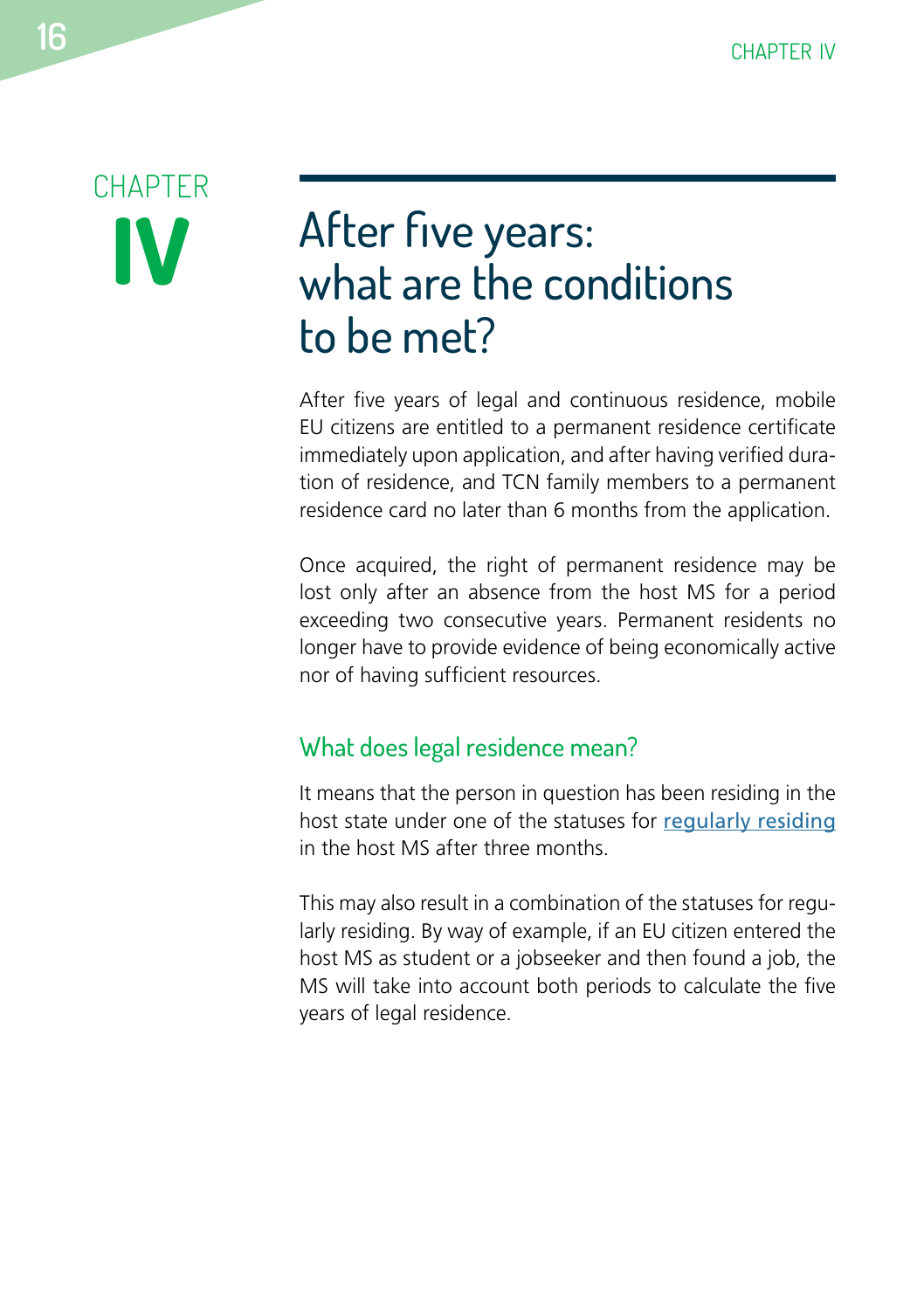CHAPTER

# IV

# After five years: what are the conditions to be met?

After five years of legal and continuous residence, mobile EU citizens are entitled to a permanent residence certificate immediately upon application, and after having verified duration of residence, and TCN family members to a permanent residence card no later than 6 months from the application.

Once acquired, the right of permanent residence may be lost only after an absence from the host MS for a period exceeding two consecutive years. Permanent residents no longer have to provide evidence of being economically active nor of having sufficient resources.

## What does legal residence mean?

It means that the person in question has been residing in the host state under one of the statuses for regularly residing in the host MS after three months.

This may also result in a combination of the statuses for regularly residing. By way of example, if an EU citizen entered the host MS as student or a jobseeker and then found a job, the MS will take into account both periods to calculate the five years of legal residence.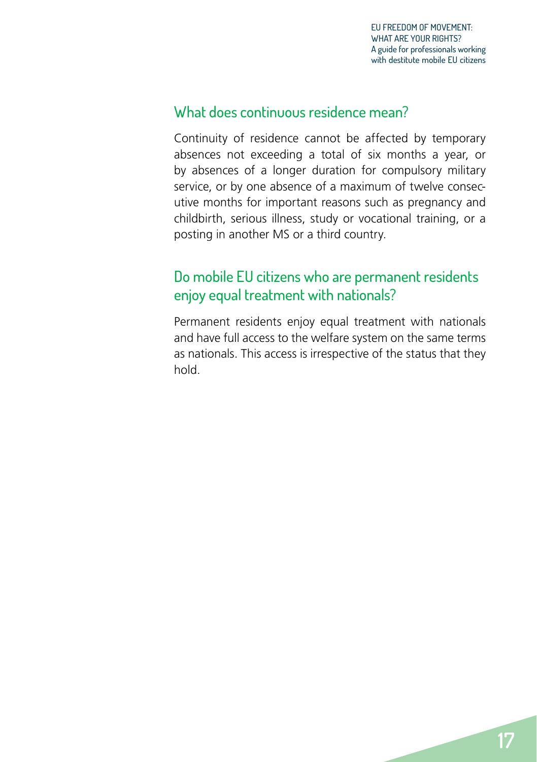## What does continuous residence mean?

Continuity of residence cannot be affected by temporary absences not exceeding a total of six months a year, or by absences of a longer duration for compulsory military service, or by one absence of a maximum of twelve consecutive months for important reasons such as pregnancy and childbirth, serious illness, study or vocational training, or a posting in another MS or a third country.

## Do mobile EU citizens who are permanent residents enjoy equal treatment with nationals?

Permanent residents enjoy equal treatment with nationals and have full access to the welfare system on the same terms as nationals. This access is irrespective of the status that they hold.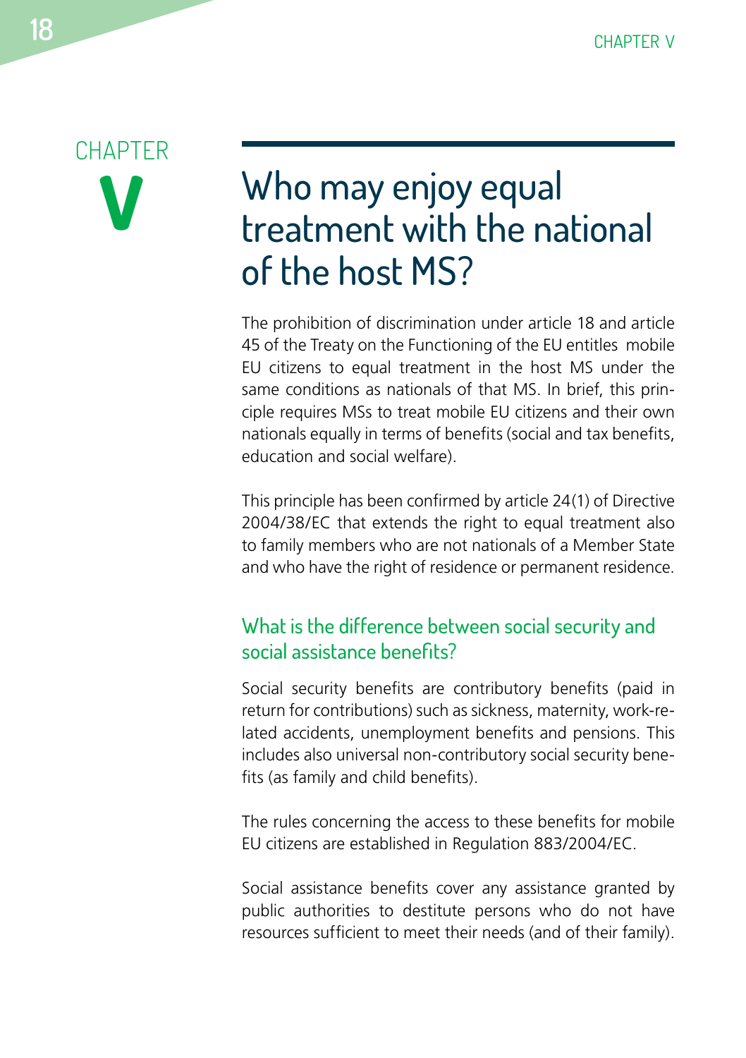# CHAPTER V

# Who may enjoy equal treatment with the national of the host MS?

The prohibition of discrimination under article 18 and article 45 of the Treaty on the Functioning of the EU entitles mobile EU citizens to equal treatment in the host MS under the same conditions as nationals of that MS. In brief, this principle requires MSs to treat mobile EU citizens and their own nationals equally in terms of benefits (social and tax benefits, education and social welfare).

This principle has been confirmed by article 24(1) of Directive 2004/38/EC that extends the right to equal treatment also to family members who are not nationals of a Member State and who have the right of residence or permanent residence.

## What is the difference between social security and social assistance benefits?

Social security benefits are contributory benefits (paid in return for contributions) such as sickness, maternity, work-related accidents, unemployment benefits and pensions. This includes also universal non-contributory social security benefits (as family and child benefits).

The rules concerning the access to these benefits for mobile EU citizens are established in Regulation 883/2004/EC.

Social assistance benefits cover any assistance granted by public authorities to destitute persons who do not have resources sufficient to meet their needs (and of their family).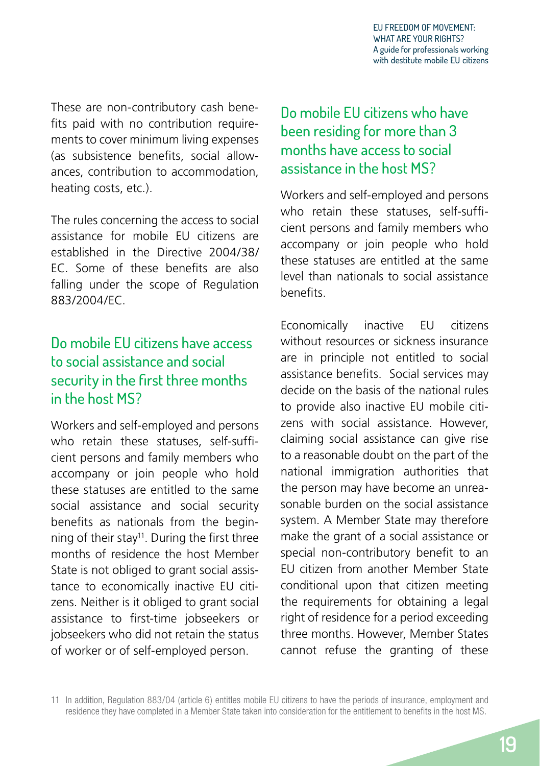These are non-contributory cash benefits paid with no contribution requirements to cover minimum living expenses (as subsistence benefits, social allowances, contribution to accommodation, heating costs, etc.).

The rules concerning the access to social assistance for mobile EU citizens are established in the Directive 2004/38/EC. Some of these benefits are also falling under the scope of Regulation 883/2004/EC.

## Do mobile EU citizens have access to social assistance and social security in the first three months in the host MS?

Workers and self-employed and persons who retain these statuses, self-sufficient persons and family members who accompany or join people who hold these statuses are entitled to the same social assistance and social security benefits as nationals from the beginning of their stay[11]. During the first three months of residence the host Member State is not obliged to grant social assistance to economically inactive EU citizens. Neither is it obliged to grant social assistance to first-time jobseekers or jobseekers who did not retain the status of worker or of self-employed person.

## Do mobile EU citizens who have been residing for more than 3 months have access to social assistance in the host MS?

Workers and self-employed and persons who retain these statuses, self-sufficient persons and family members who accompany or join people who hold these statuses are entitled at the same level than nationals to social assistance benefits.

Economically inactive EU citizens without resources or sickness insurance are in principle not entitled to social assistance benefits. Social services may decide on the basis of the national rules to provide also inactive EU mobile citizens with social assistance. However, claiming social assistance can give rise to a reasonable doubt on the part of the national immigration authorities that the person may have become an unreasonable burden on the social assistance system. A Member State may therefore make the grant of a social assistance or special non-contributory benefit to an EU citizen from another Member State conditional upon that citizen meeting the requirements for obtaining a legal right of residence for a period exceeding three months. However, Member States cannot refuse the granting of these

11 In addition, Regulation 883/04 (article 6) entitles mobile EU citizens to have the periods of insurance, employment and residence they have completed in a Member State taken into consideration for the entitlement to benefits in the host MS.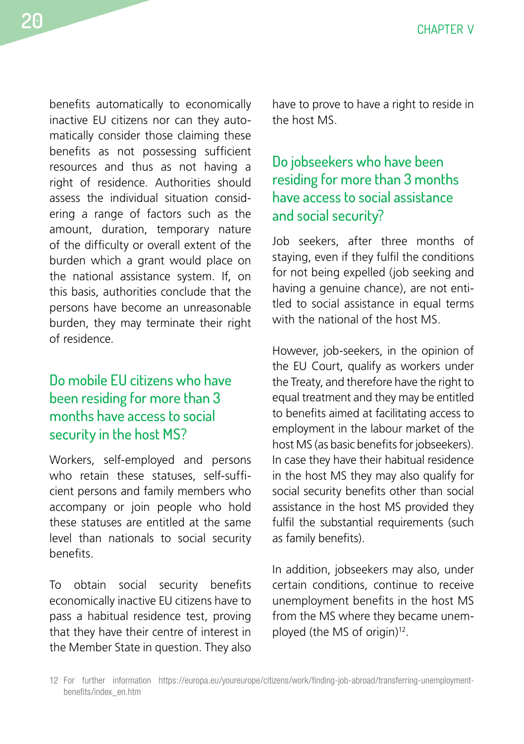benefits automatically to economically inactive EU citizens nor can they automatically consider those claiming these benefits as not possessing sufficient resources and thus as not having a right of residence. Authorities should assess the individual situation considering a range of factors such as the amount, duration, temporary nature of the difficulty or overall extent of the burden which a grant would place on the national assistance system. If, on this basis, authorities conclude that the persons have become an unreasonable burden, they may terminate their right of residence.

## Do mobile EU citizens who have been residing for more than 3 months have access to social security in the host MS?

Workers, self-employed and persons who retain these statuses, self-sufficient persons and family members who accompany or join people who hold these statuses are entitled at the same level than nationals to social security benefits.

To obtain social security benefits economically inactive EU citizens have to pass a habitual residence test, proving that they have their centre of interest in the Member State in question. They also have to prove to have a right to reside in the host MS.

## Do jobseekers who have been residing for more than 3 months have access to social assistance and social security?

Job seekers, after three months of staying, even if they fulfil the conditions for not being expelled (job seeking and having a genuine chance), are not entitled to social assistance in equal terms with the national of the host MS.

However, job-seekers, in the opinion of the EU Court, qualify as workers under the Treaty, and therefore have the right to equal treatment and they may be entitled to benefits aimed at facilitating access to employment in the labour market of the host MS (as basic benefits for jobseekers). In case they have their habitual residence in the host MS they may also qualify for social security benefits other than social assistance in the host MS provided they fulfil the substantial requirements (such as family benefits).

In addition, jobseekers may also, under certain conditions, continue to receive unemployment benefits in the host MS from the MS where they became unemployed (the MS of origin)[12].

12 For further information https://europa.eu/youreurope/citizens/work/finding-job-abroad/transferring-unemployment-benefits/index_en.htm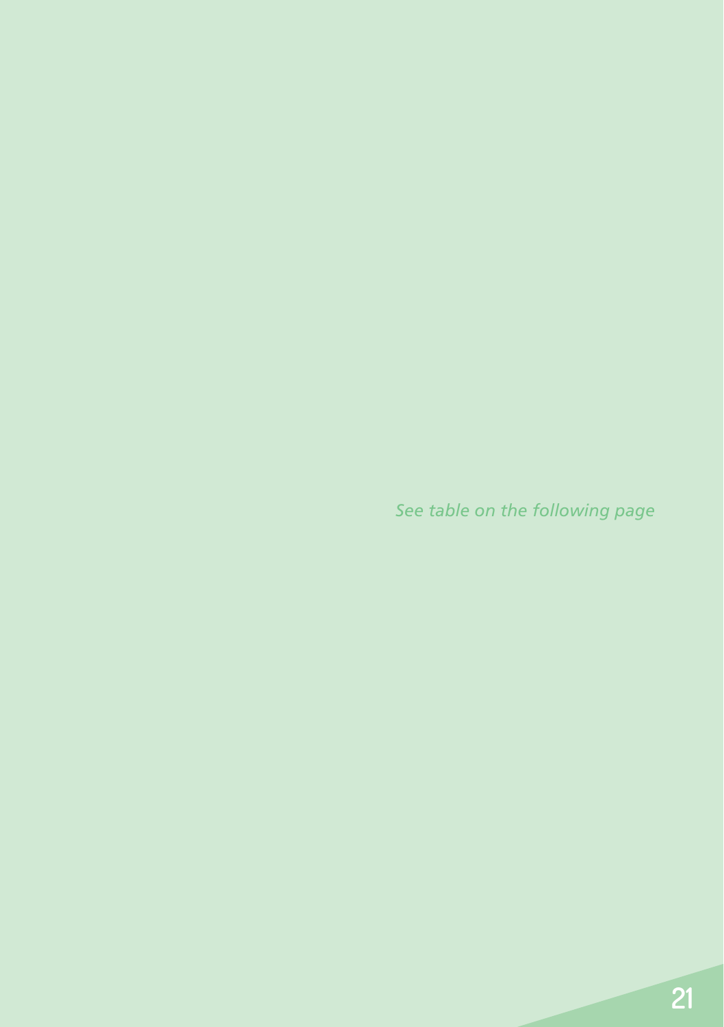*See table on the following page*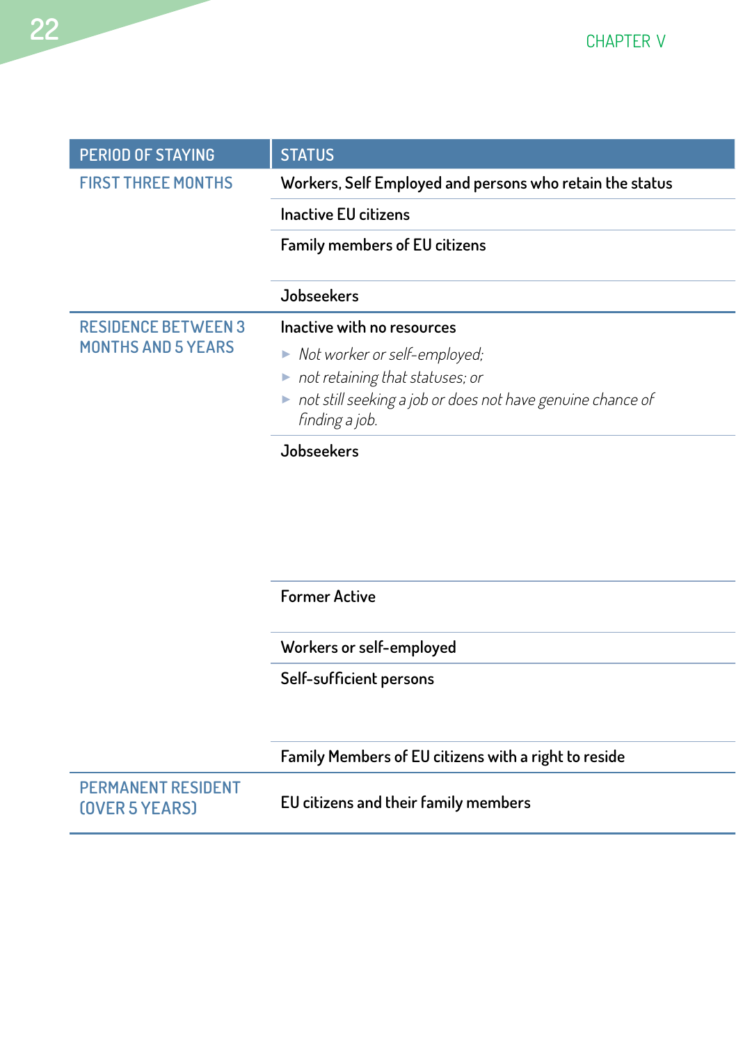| PERIOD OF STAYING | STATUS |
|---|---|
| FIRST THREE MONTHS | Workers, Self Employed and persons who retain the status |
| | Inactive EU citizens |
| | Family members of EU citizens |
| | Jobseekers |
| RESIDENCE BETWEEN 3 MONTHS AND 5 YEARS | Inactive with no resources<br>► *Not worker or self-employed;*<br>► *not retaining that statuses; or*<br>► *not still seeking a job or does not have genuine chance of finding a job.* |
| | Jobseekers |
| | Former Active |
| | Workers or self-employed |
| | Self-sufficient persons |
| | Family Members of EU citizens with a right to reside |
| PERMANENT RESIDENT (OVER 5 YEARS) | EU citizens and their family members |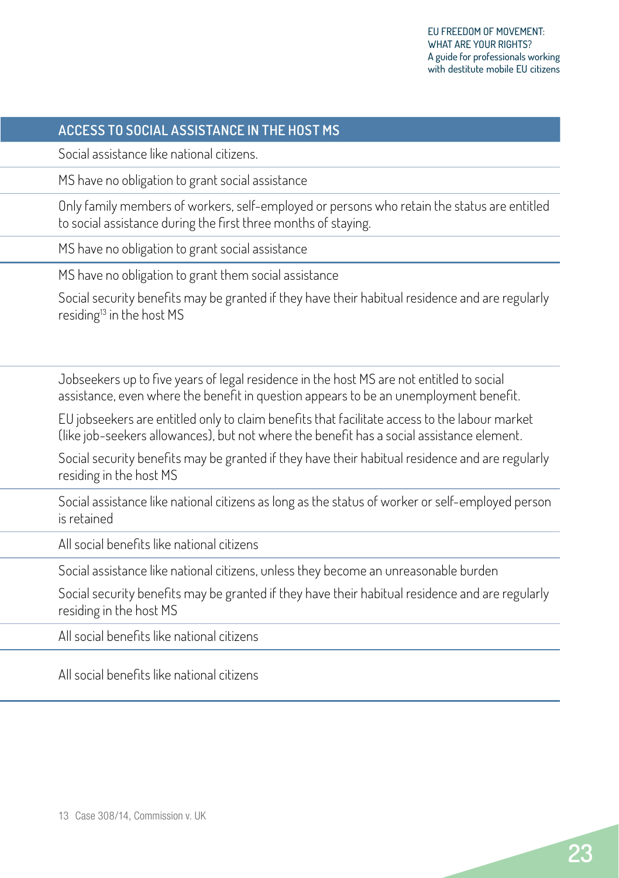| ACCESS TO SOCIAL ASSISTANCE IN THE HOST MS |
|---|
| Social assistance like national citizens. |
| MS have no obligation to grant social assistance |
| Only family members of workers, self-employed or persons who retain the status are entitled to social assistance during the first three months of staying. |
| MS have no obligation to grant social assistance |
| MS have no obligation to grant them social assistance<br><br>Social security benefits may be granted if they have their habitual residence and are regularly residing[13] in the host MS |
| Jobseekers up to five years of legal residence in the host MS are not entitled to social assistance, even where the benefit in question appears to be an unemployment benefit.<br><br>EU jobseekers are entitled only to claim benefits that facilitate access to the labour market (like job-seekers allowances), but not where the benefit has a social assistance element.<br><br>Social security benefits may be granted if they have their habitual residence and are regularly residing in the host MS |
| Social assistance like national citizens as long as the status of worker or self-employed person is retained |
| All social benefits like national citizens |
| Social assistance like national citizens, unless they become an unreasonable burden<br><br>Social security benefits may be granted if they have their habitual residence and are regularly residing in the host MS |
| All social benefits like national citizens |
| All social benefits like national citizens |

13 Case 308/14, Commission v. UK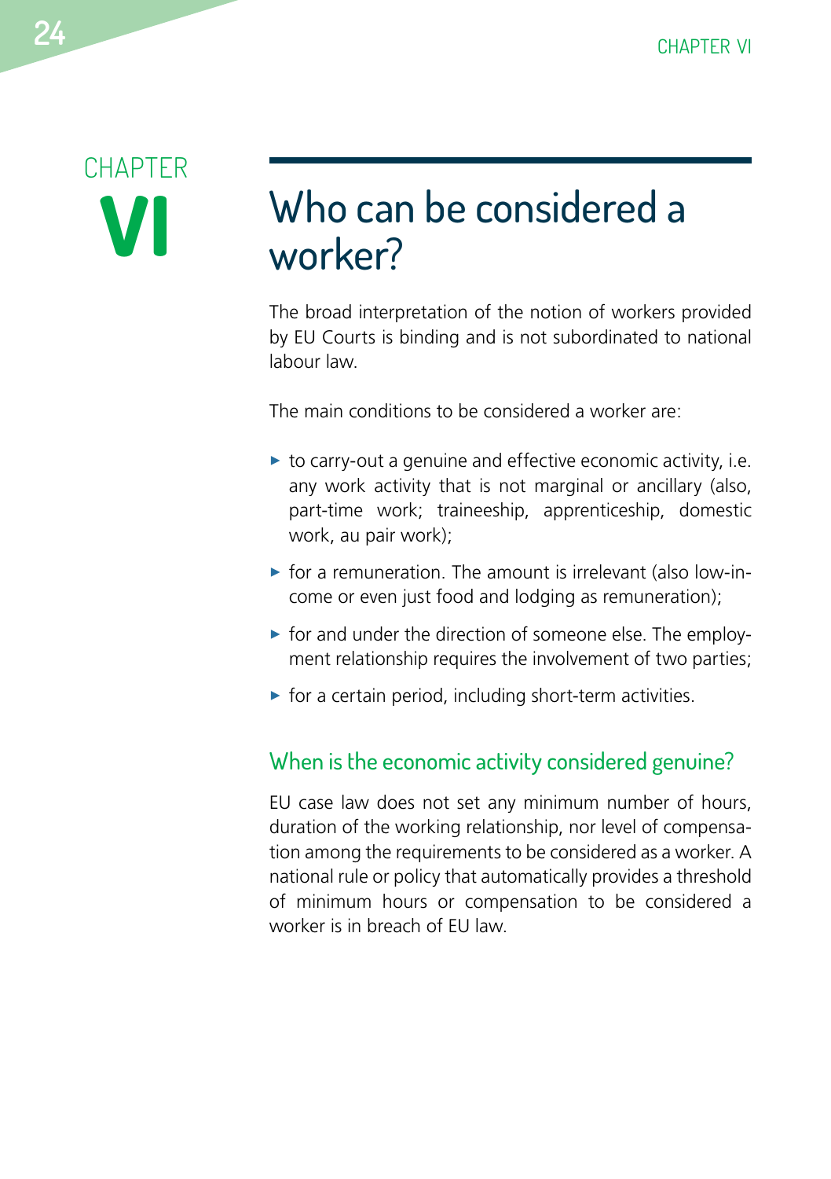CHAPTER **VI**

# Who can be considered a worker?

The broad interpretation of the notion of workers provided by EU Courts is binding and is not subordinated to national labour law.

The main conditions to be considered a worker are:

- to carry-out a genuine and effective economic activity, i.e. any work activity that is not marginal or ancillary (also, part-time work; traineeship, apprenticeship, domestic work, au pair work);
- for a remuneration. The amount is irrelevant (also low-income or even just food and lodging as remuneration);
- for and under the direction of someone else. The employment relationship requires the involvement of two parties;
- for a certain period, including short-term activities.

## When is the economic activity considered genuine?

EU case law does not set any minimum number of hours, duration of the working relationship, nor level of compensation among the requirements to be considered as a worker. A national rule or policy that automatically provides a threshold of minimum hours or compensation to be considered a worker is in breach of EU law.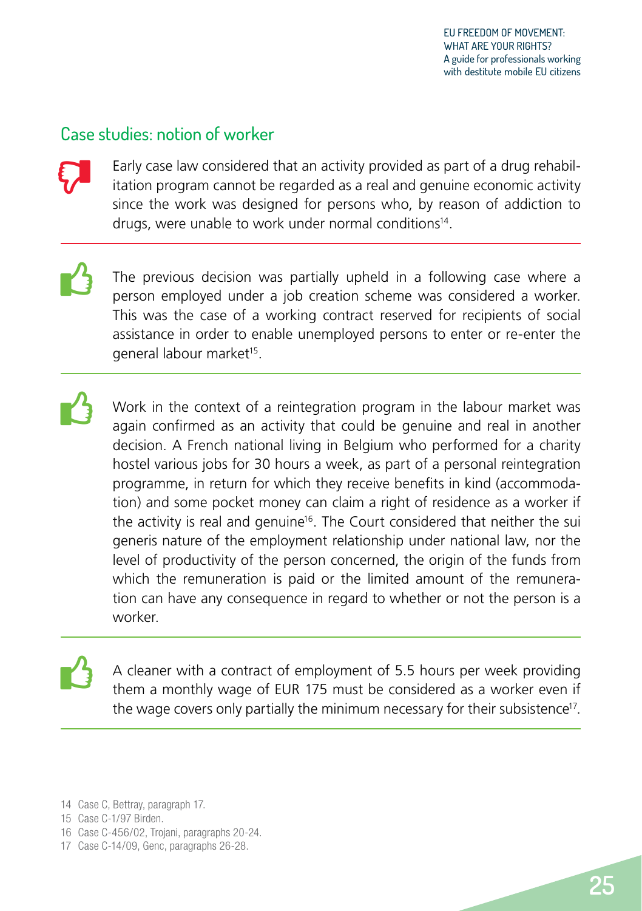## Case studies: notion of worker

Early case law considered that an activity provided as part of a drug rehabilitation program cannot be regarded as a real and genuine economic activity since the work was designed for persons who, by reason of addiction to drugs, were unable to work under normal conditions[14].

The previous decision was partially upheld in a following case where a person employed under a job creation scheme was considered a worker. This was the case of a working contract reserved for recipients of social assistance in order to enable unemployed persons to enter or re-enter the general labour market[15].

Work in the context of a reintegration program in the labour market was again confirmed as an activity that could be genuine and real in another decision. A French national living in Belgium who performed for a charity hostel various jobs for 30 hours a week, as part of a personal reintegration programme, in return for which they receive benefits in kind (accommodation) and some pocket money can claim a right of residence as a worker if the activity is real and genuine[16]. The Court considered that neither the sui generis nature of the employment relationship under national law, nor the level of productivity of the person concerned, the origin of the funds from which the remuneration is paid or the limited amount of the remuneration can have any consequence in regard to whether or not the person is a worker.

A cleaner with a contract of employment of 5.5 hours per week providing them a monthly wage of EUR 175 must be considered as a worker even if the wage covers only partially the minimum necessary for their subsistence[17].

---

14 Case C, Bettray, paragraph 17.

15 Case C-1/97 Birden.

16 Case C-456/02, Trojani, paragraphs 20-24.

17 Case C-14/09, Genc, paragraphs 26-28.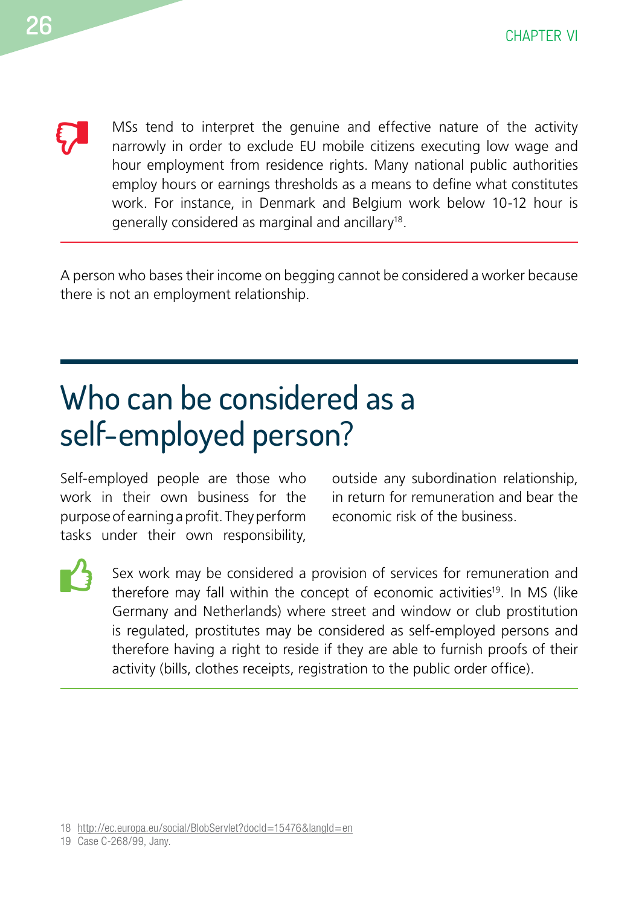MSs tend to interpret the genuine and effective nature of the activity narrowly in order to exclude EU mobile citizens executing low wage and hour employment from residence rights. Many national public authorities employ hours or earnings thresholds as a means to define what constitutes work. For instance, in Denmark and Belgium work below 10-12 hour is generally considered as marginal and ancillary[18].

A person who bases their income on begging cannot be considered a worker because there is not an employment relationship.

## Who can be considered as a self-employed person?

Self-employed people are those who work in their own business for the purpose of earning a profit. They perform tasks under their own responsibility, outside any subordination relationship, in return for remuneration and bear the economic risk of the business.

Sex work may be considered a provision of services for remuneration and therefore may fall within the concept of economic activities[19]. In MS (like Germany and Netherlands) where street and window or club prostitution is regulated, prostitutes may be considered as self-employed persons and therefore having a right to reside if they are able to furnish proofs of their activity (bills, clothes receipts, registration to the public order office).

18 http://ec.europa.eu/social/BlobServlet?docId=15476&langId=en

19 Case C-268/99, Jany.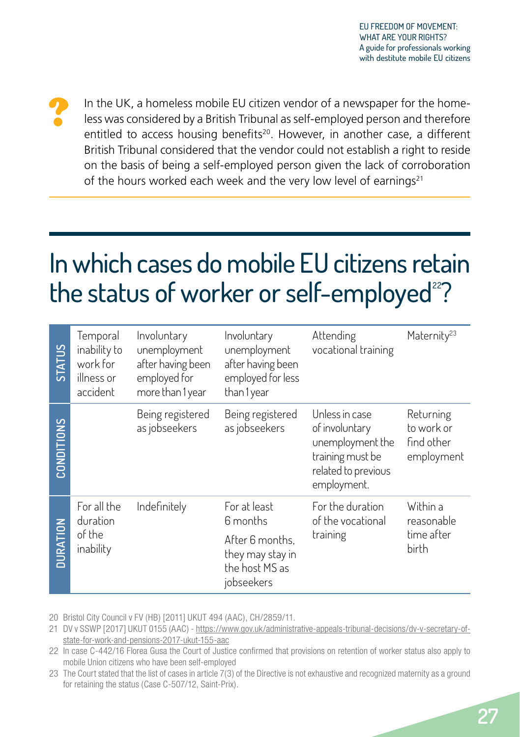In the UK, a homeless mobile EU citizen vendor of a newspaper for the homeless was considered by a British Tribunal as self-employed person and therefore entitled to access housing benefits[20]. However, in another case, a different British Tribunal considered that the vendor could not establish a right to reside on the basis of being a self-employed person given the lack of corroboration of the hours worked each week and the very low level of earnings[21]

## In which cases do mobile EU citizens retain the status of worker or self-employed[22]?

| STATUS | Temporal inability to work for illness or accident | Involuntary unemployment after having been employed for more than 1 year | Involuntary unemployment after having been employed for less than 1 year | Attending vocational training | Maternity[23] |
|---|---|---|---|---|---|
| CONDITIONS | | Being registered as jobseekers | Being registered as jobseekers | Unless in case of involuntary unemployment the training must be related to previous employment. | Returning to work or find other employment |
| DURATION | For all the duration of the inability | Indefinitely | For at least 6 months<br>After 6 months, they may stay in the host MS as jobseekers | For the duration of the vocational training | Within a reasonable time after birth |

20 Bristol City Council v FV (HB) [2011] UKUT 494 (AAC), CH/2859/11.

21 DV v SSWP [2017] UKUT 0155 (AAC) - https://www.gov.uk/administrative-appeals-tribunal-decisions/dv-v-secretary-of-state-for-work-and-pensions-2017-ukut-155-aac

22 In case C-442/16 Florea Gusa the Court of Justice confirmed that provisions on retention of worker status also apply to mobile Union citizens who have been self-employed

23 The Court stated that the list of cases in article 7(3) of the Directive is not exhaustive and recognized maternity as a ground for retaining the status (Case C-507/12, Saint-Prix).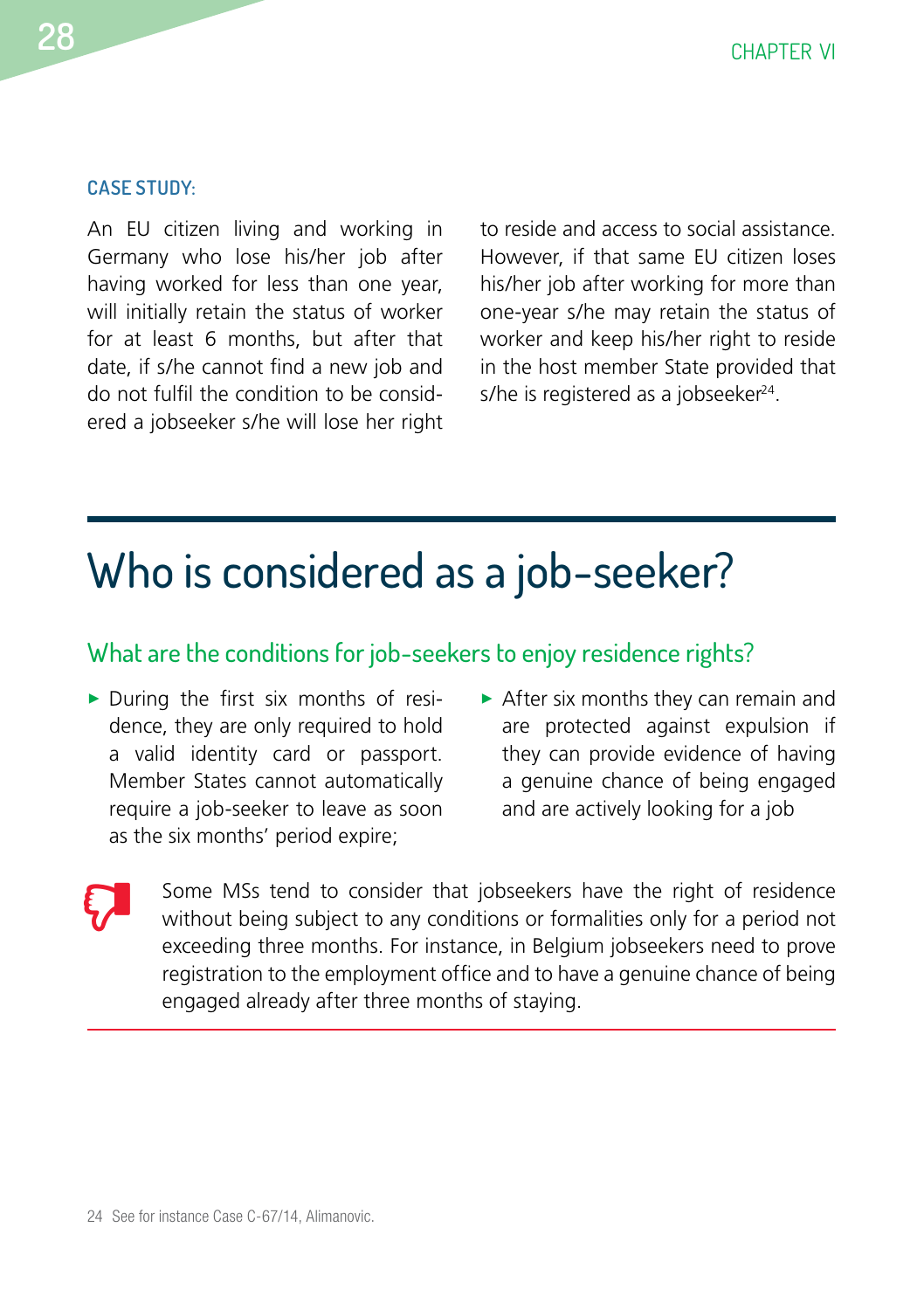**CASE STUDY:**

An EU citizen living and working in Germany who lose his/her job after having worked for less than one year, will initially retain the status of worker for at least 6 months, but after that date, if s/he cannot find a new job and do not fulfil the condition to be considered a jobseeker s/he will lose her right to reside and access to social assistance. However, if that same EU citizen loses his/her job after working for more than one-year s/he may retain the status of worker and keep his/her right to reside in the host member State provided that s/he is registered as a jobseeker[24].

# Who is considered as a job-seeker?

## What are the conditions for job-seekers to enjoy residence rights?

- During the first six months of residence, they are only required to hold a valid identity card or passport. Member States cannot automatically require a job-seeker to leave as soon as the six months' period expire;
- After six months they can remain and are protected against expulsion if they can provide evidence of having a genuine chance of being engaged and are actively looking for a job

Some MSs tend to consider that jobseekers have the right of residence without being subject to any conditions or formalities only for a period not exceeding three months. For instance, in Belgium jobseekers need to prove registration to the employment office and to have a genuine chance of being engaged already after three months of staying.

24 See for instance Case C-67/14, Alimanovic.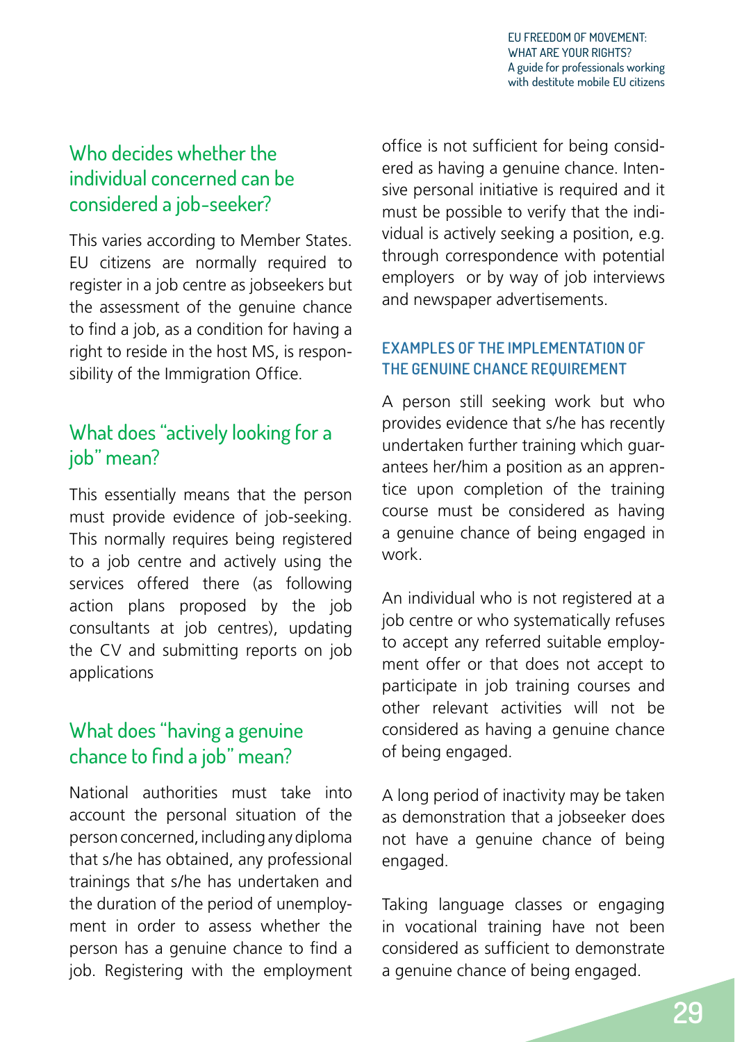## Who decides whether the individual concerned can be considered a job-seeker?

This varies according to Member States. EU citizens are normally required to register in a job centre as jobseekers but the assessment of the genuine chance to find a job, as a condition for having a right to reside in the host MS, is responsibility of the Immigration Office.

## What does "actively looking for a job" mean?

This essentially means that the person must provide evidence of job-seeking. This normally requires being registered to a job centre and actively using the services offered there (as following action plans proposed by the job consultants at job centres), updating the CV and submitting reports on job applications

## What does "having a genuine chance to find a job" mean?

National authorities must take into account the personal situation of the person concerned, including any diploma that s/he has obtained, any professional trainings that s/he has undertaken and the duration of the period of unemployment in order to assess whether the person has a genuine chance to find a job. Registering with the employment office is not sufficient for being considered as having a genuine chance. Intensive personal initiative is required and it must be possible to verify that the individual is actively seeking a position, e.g. through correspondence with potential employers or by way of job interviews and newspaper advertisements.

### EXAMPLES OF THE IMPLEMENTATION OF THE GENUINE CHANCE REQUIREMENT

A person still seeking work but who provides evidence that s/he has recently undertaken further training which guarantees her/him a position as an apprentice upon completion of the training course must be considered as having a genuine chance of being engaged in work.

An individual who is not registered at a job centre or who systematically refuses to accept any referred suitable employment offer or that does not accept to participate in job training courses and other relevant activities will not be considered as having a genuine chance of being engaged.

A long period of inactivity may be taken as demonstration that a jobseeker does not have a genuine chance of being engaged.

Taking language classes or engaging in vocational training have not been considered as sufficient to demonstrate a genuine chance of being engaged.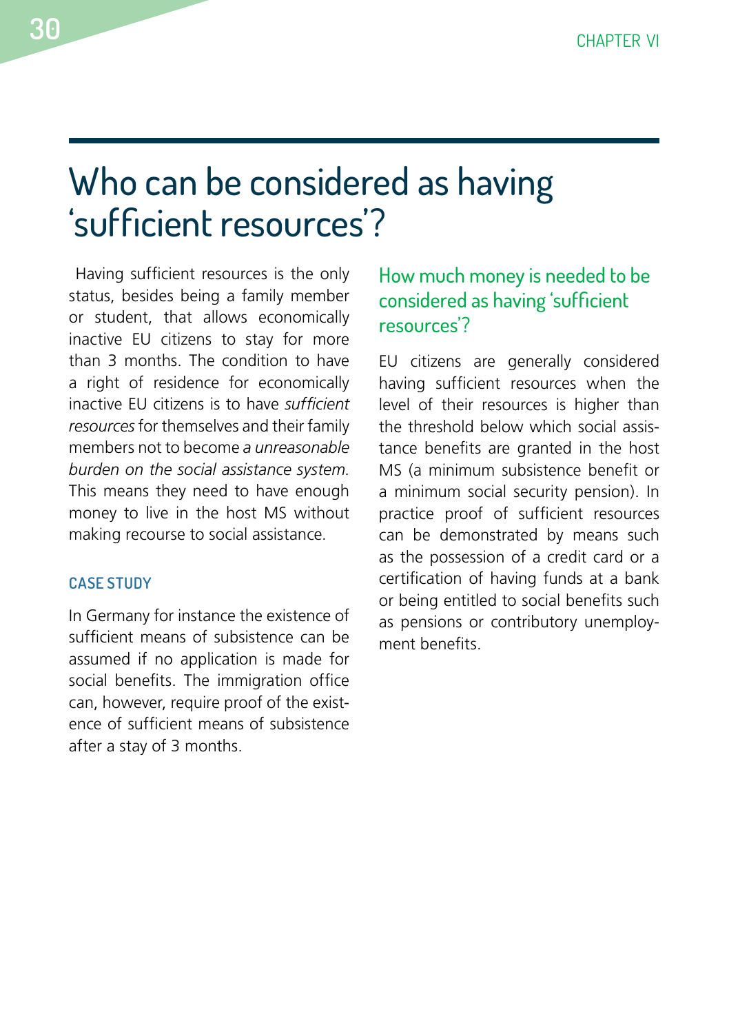# Who can be considered as having 'sufficient resources'?

Having sufficient resources is the only status, besides being a family member or student, that allows economically inactive EU citizens to stay for more than 3 months. The condition to have a right of residence for economically inactive EU citizens is to have *sufficient resources* for themselves and their family members not to become *a unreasonable burden on the social assistance system*. This means they need to have enough money to live in the host MS without making recourse to social assistance.

### CASE STUDY

In Germany for instance the existence of sufficient means of subsistence can be assumed if no application is made for social benefits. The immigration office can, however, require proof of the existence of sufficient means of subsistence after a stay of 3 months.

## How much money is needed to be considered as having 'sufficient resources'?

EU citizens are generally considered having sufficient resources when the level of their resources is higher than the threshold below which social assistance benefits are granted in the host MS (a minimum subsistence benefit or a minimum social security pension). In practice proof of sufficient resources can be demonstrated by means such as the possession of a credit card or a certification of having funds at a bank or being entitled to social benefits such as pensions or contributory unemployment benefits.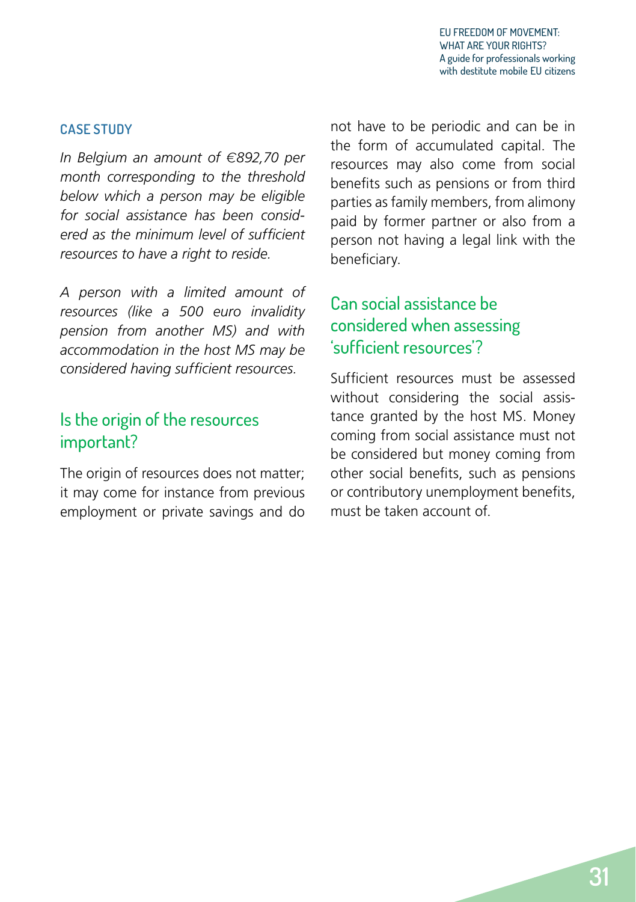#### CASE STUDY

*In Belgium an amount of €892,70 per month corresponding to the threshold below which a person may be eligible for social assistance has been considered as the minimum level of sufficient resources to have a right to reside.*

*A person with a limited amount of resources (like a 500 euro invalidity pension from another MS) and with accommodation in the host MS may be considered having sufficient resources.*

## Is the origin of the resources important?

The origin of resources does not matter; it may come for instance from previous employment or private savings and do not have to be periodic and can be in the form of accumulated capital. The resources may also come from social benefits such as pensions or from third parties as family members, from alimony paid by former partner or also from a person not having a legal link with the beneficiary.

## Can social assistance be considered when assessing 'sufficient resources'?

Sufficient resources must be assessed without considering the social assistance granted by the host MS. Money coming from social assistance must not be considered but money coming from other social benefits, such as pensions or contributory unemployment benefits, must be taken account of.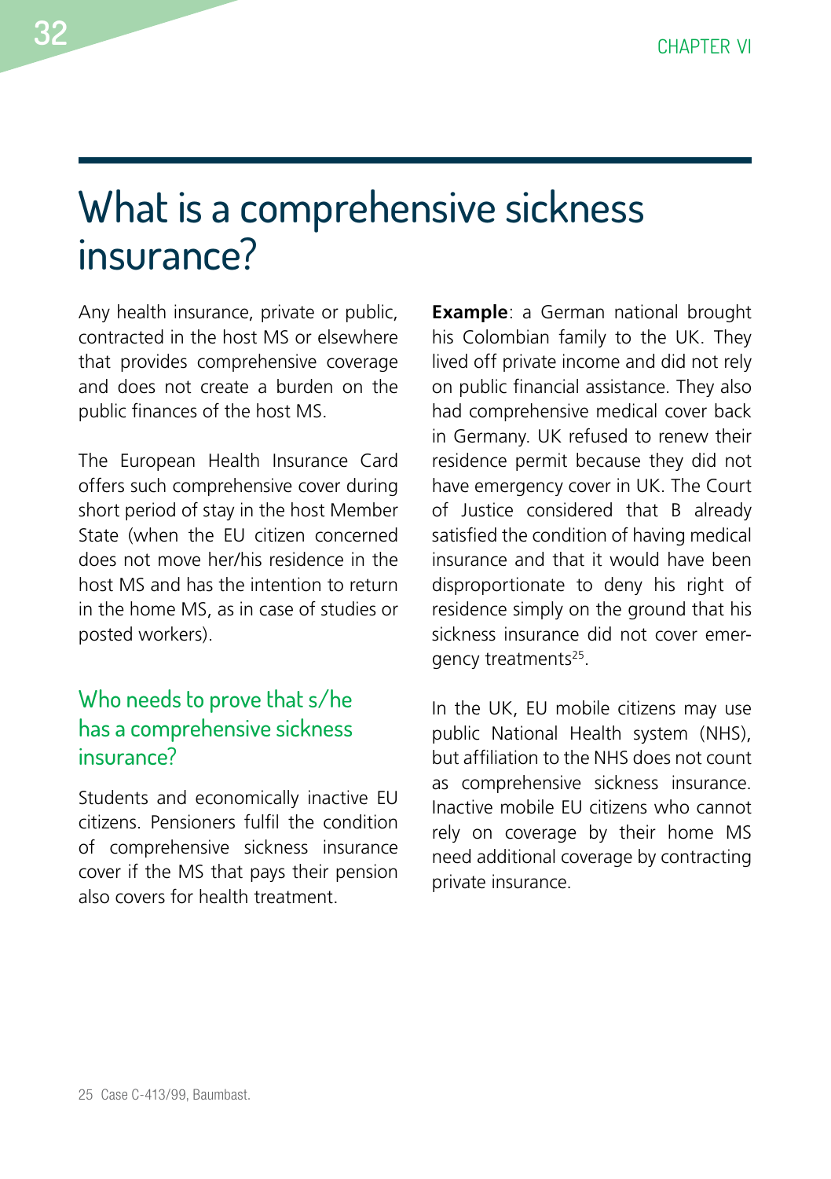# What is a comprehensive sickness insurance?

Any health insurance, private or public, contracted in the host MS or elsewhere that provides comprehensive coverage and does not create a burden on the public finances of the host MS.

The European Health Insurance Card offers such comprehensive cover during short period of stay in the host Member State (when the EU citizen concerned does not move her/his residence in the host MS and has the intention to return in the home MS, as in case of studies or posted workers).

## Who needs to prove that s/he has a comprehensive sickness insurance?

Students and economically inactive EU citizens. Pensioners fulfil the condition of comprehensive sickness insurance cover if the MS that pays their pension also covers for health treatment.

**Example**: a German national brought his Colombian family to the UK. They lived off private income and did not rely on public financial assistance. They also had comprehensive medical cover back in Germany. UK refused to renew their residence permit because they did not have emergency cover in UK. The Court of Justice considered that B already satisfied the condition of having medical insurance and that it would have been disproportionate to deny his right of residence simply on the ground that his sickness insurance did not cover emergency treatments[25].

In the UK, EU mobile citizens may use public National Health system (NHS), but affiliation to the NHS does not count as comprehensive sickness insurance. Inactive mobile EU citizens who cannot rely on coverage by their home MS need additional coverage by contracting private insurance.

25 Case C-413/99, Baumbast.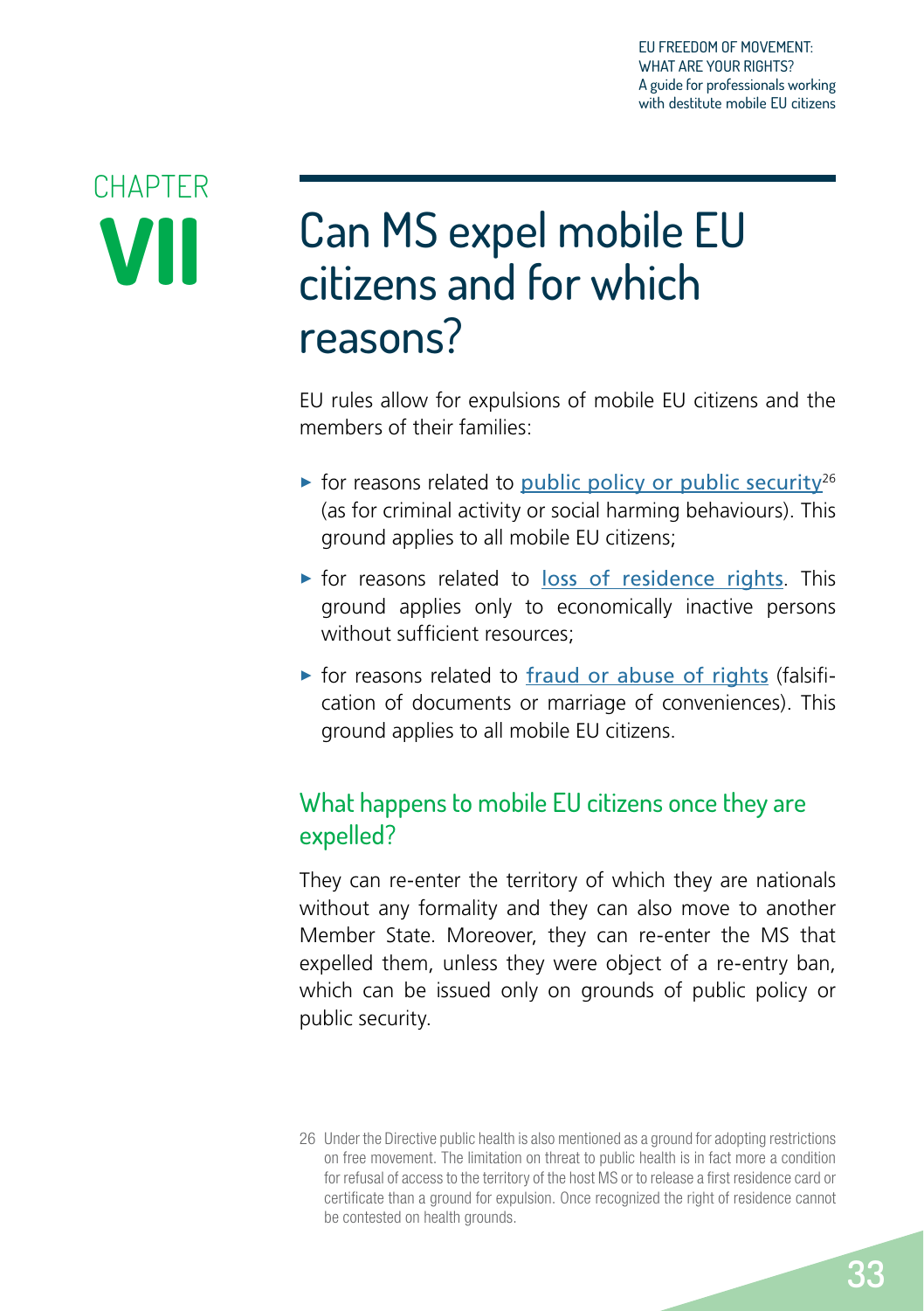# CHAPTER VII

# Can MS expel mobile EU citizens and for which reasons?

EU rules allow for expulsions of mobile EU citizens and the members of their families:

- for reasons related to public policy or public security[26] (as for criminal activity or social harming behaviours). This ground applies to all mobile EU citizens;
- for reasons related to loss of residence rights. This ground applies only to economically inactive persons without sufficient resources;
- for reasons related to fraud or abuse of rights (falsification of documents or marriage of conveniences). This ground applies to all mobile EU citizens.

## What happens to mobile EU citizens once they are expelled?

They can re-enter the territory of which they are nationals without any formality and they can also move to another Member State. Moreover, they can re-enter the MS that expelled them, unless they were object of a re-entry ban, which can be issued only on grounds of public policy or public security.

26 Under the Directive public health is also mentioned as a ground for adopting restrictions on free movement. The limitation on threat to public health is in fact more a condition for refusal of access to the territory of the host MS or to release a first residence card or certificate than a ground for expulsion. Once recognized the right of residence cannot be contested on health grounds.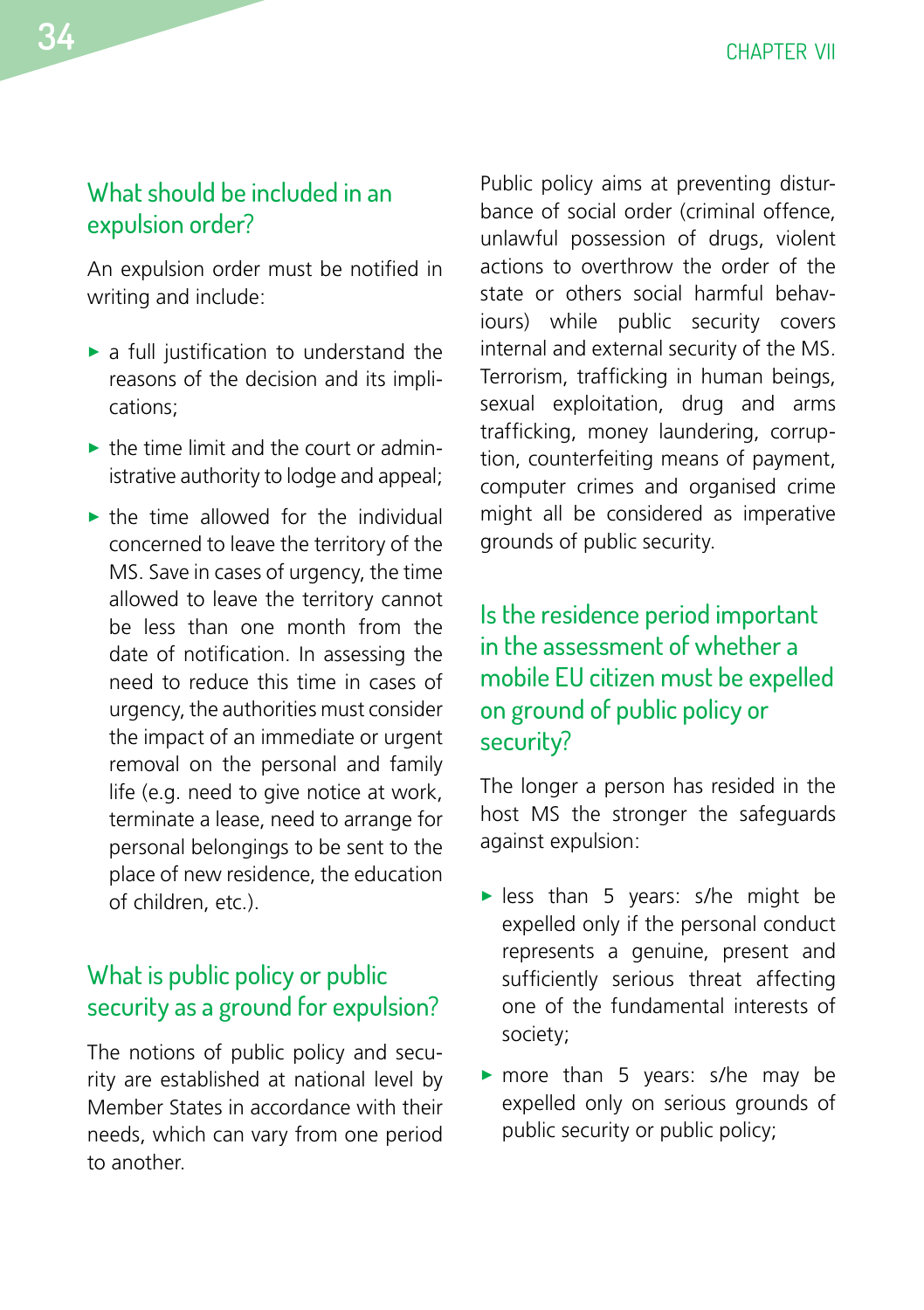## What should be included in an expulsion order?

An expulsion order must be notified in writing and include:

- a full justification to understand the reasons of the decision and its implications;
- the time limit and the court or administrative authority to lodge and appeal;
- the time allowed for the individual concerned to leave the territory of the MS. Save in cases of urgency, the time allowed to leave the territory cannot be less than one month from the date of notification. In assessing the need to reduce this time in cases of urgency, the authorities must consider the impact of an immediate or urgent removal on the personal and family life (e.g. need to give notice at work, terminate a lease, need to arrange for personal belongings to be sent to the place of new residence, the education of children, etc.).

## What is public policy or public security as a ground for expulsion?

The notions of public policy and security are established at national level by Member States in accordance with their needs, which can vary from one period to another.

Public policy aims at preventing disturbance of social order (criminal offence, unlawful possession of drugs, violent actions to overthrow the order of the state or others social harmful behaviours) while public security covers internal and external security of the MS. Terrorism, trafficking in human beings, sexual exploitation, drug and arms trafficking, money laundering, corruption, counterfeiting means of payment, computer crimes and organised crime might all be considered as imperative grounds of public security.

## Is the residence period important in the assessment of whether a mobile EU citizen must be expelled on ground of public policy or security?

The longer a person has resided in the host MS the stronger the safeguards against expulsion:

- less than 5 years: s/he might be expelled only if the personal conduct represents a genuine, present and sufficiently serious threat affecting one of the fundamental interests of society;
- more than 5 years: s/he may be expelled only on serious grounds of public security or public policy;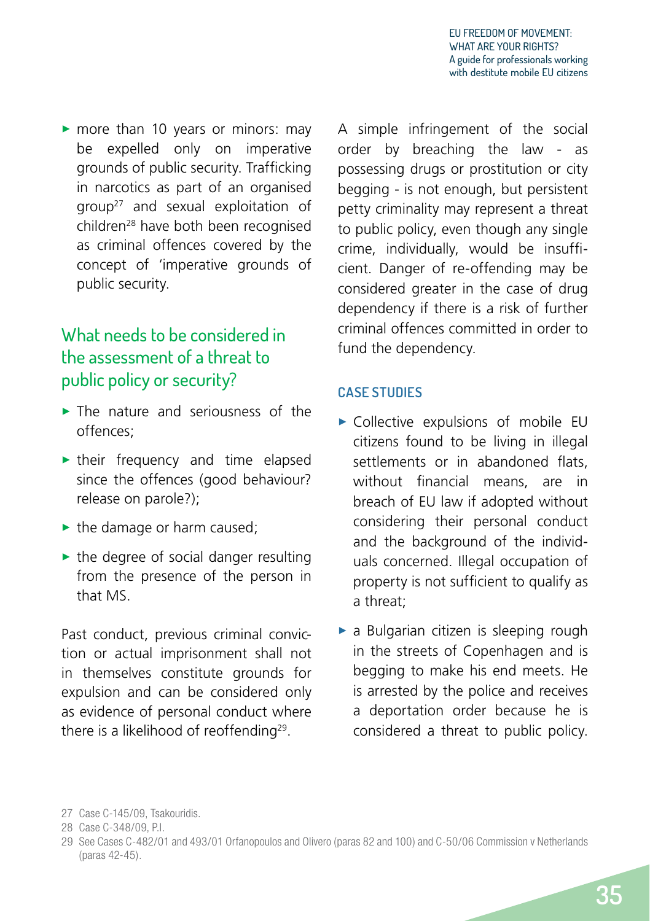- more than 10 years or minors: may be expelled only on imperative grounds of public security. Trafficking in narcotics as part of an organised group[27] and sexual exploitation of children[28] have both been recognised as criminal offences covered by the concept of 'imperative grounds of public security.

## What needs to be considered in the assessment of a threat to public policy or security?

- The nature and seriousness of the offences;
- their frequency and time elapsed since the offences (good behaviour? release on parole?);
- the damage or harm caused;
- the degree of social danger resulting from the presence of the person in that MS.

Past conduct, previous criminal conviction or actual imprisonment shall not in themselves constitute grounds for expulsion and can be considered only as evidence of personal conduct where there is a likelihood of reoffending[29].

A simple infringement of the social order by breaching the law - as possessing drugs or prostitution or city begging - is not enough, but persistent petty criminality may represent a threat to public policy, even though any single crime, individually, would be insufficient. Danger of re-offending may be considered greater in the case of drug dependency if there is a risk of further criminal offences committed in order to fund the dependency.

### CASE STUDIES

- Collective expulsions of mobile EU citizens found to be living in illegal settlements or in abandoned flats, without financial means, are in breach of EU law if adopted without considering their personal conduct and the background of the individuals concerned. Illegal occupation of property is not sufficient to qualify as a threat;
- a Bulgarian citizen is sleeping rough in the streets of Copenhagen and is begging to make his end meets. He is arrested by the police and receives a deportation order because he is considered a threat to public policy.

---

27 Case C-145/09, Tsakouridis.

28 Case C-348/09, P.I.

29 See Cases C-482/01 and 493/01 Orfanopoulos and Olivero (paras 82 and 100) and C-50/06 Commission v Netherlands (paras 42-45).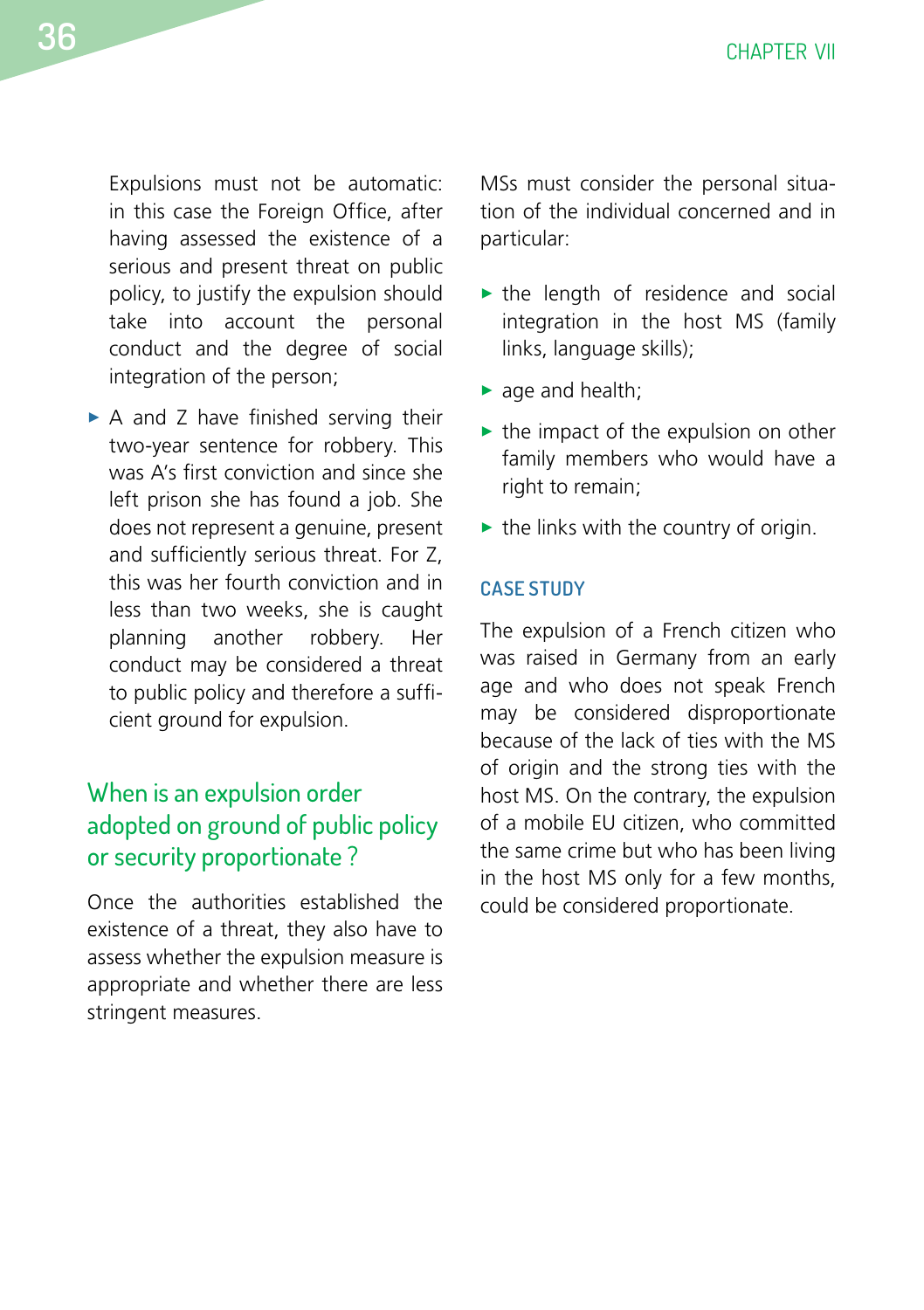Expulsions must not be automatic: in this case the Foreign Office, after having assessed the existence of a serious and present threat on public policy, to justify the expulsion should take into account the personal conduct and the degree of social integration of the person;

- A and Z have finished serving their two-year sentence for robbery. This was A's first conviction and since she left prison she has found a job. She does not represent a genuine, present and sufficiently serious threat. For Z, this was her fourth conviction and in less than two weeks, she is caught planning another robbery. Her conduct may be considered a threat to public policy and therefore a sufficient ground for expulsion.

## When is an expulsion order adopted on ground of public policy or security proportionate ?

Once the authorities established the existence of a threat, they also have to assess whether the expulsion measure is appropriate and whether there are less stringent measures.

MSs must consider the personal situation of the individual concerned and in particular:

- the length of residence and social integration in the host MS (family links, language skills);
- age and health;
- the impact of the expulsion on other family members who would have a right to remain;
- the links with the country of origin.

### CASE STUDY

The expulsion of a French citizen who was raised in Germany from an early age and who does not speak French may be considered disproportionate because of the lack of ties with the MS of origin and the strong ties with the host MS. On the contrary, the expulsion of a mobile EU citizen, who committed the same crime but who has been living in the host MS only for a few months, could be considered proportionate.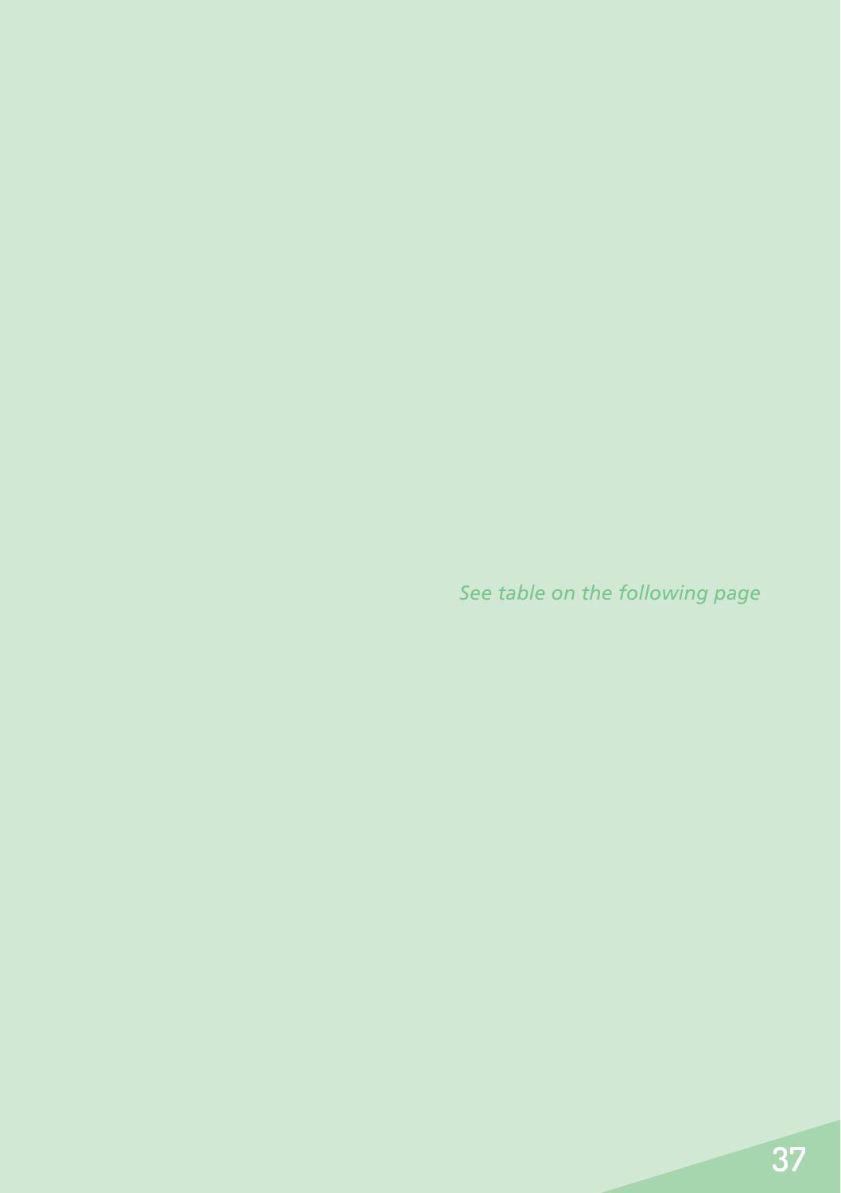*See table on the following page*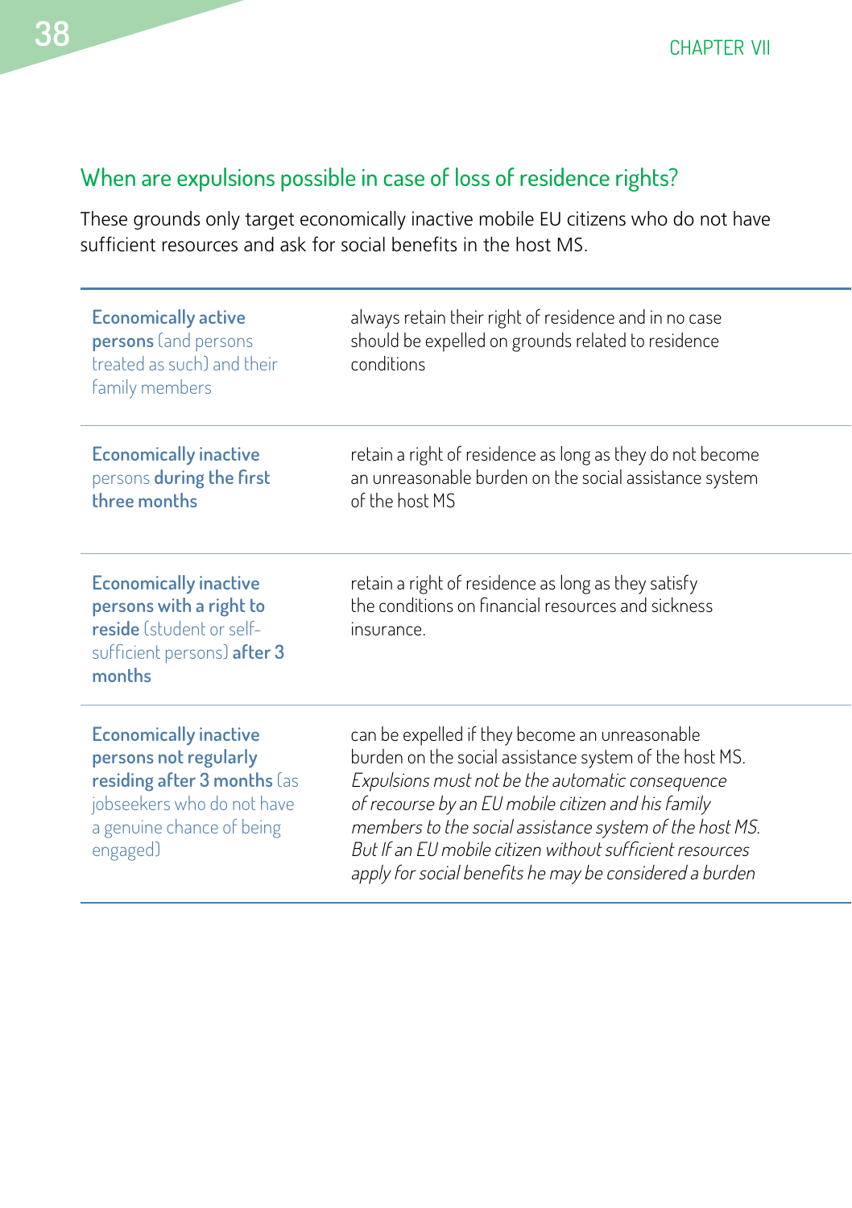## When are expulsions possible in case of loss of residence rights?

These grounds only target economically inactive mobile EU citizens who do not have sufficient resources and ask for social benefits in the host MS.

| | |
|---|---|
| **Economically active persons** (and persons treated as such) and their family members | always retain their right of residence and in no case should be expelled on grounds related to residence conditions |
| **Economically inactive** persons **during the first three months** | retain a right of residence as long as they do not become an unreasonable burden on the social assistance system of the host MS |
| **Economically inactive persons with a right to reside** (student or self-sufficient persons) **after 3 months** | retain a right of residence as long as they satisfy the conditions on financial resources and sickness insurance. |
| **Economically inactive persons not regularly residing after 3 months** (as jobseekers who do not have a genuine chance of being engaged) | can be expelled if they become an unreasonable burden on the social assistance system of the host MS. *Expulsions must not be the automatic consequence of recourse by an EU mobile citizen and his family members to the social assistance system of the host MS. But If an EU mobile citizen without sufficient resources apply for social benefits he may be considered a burden* |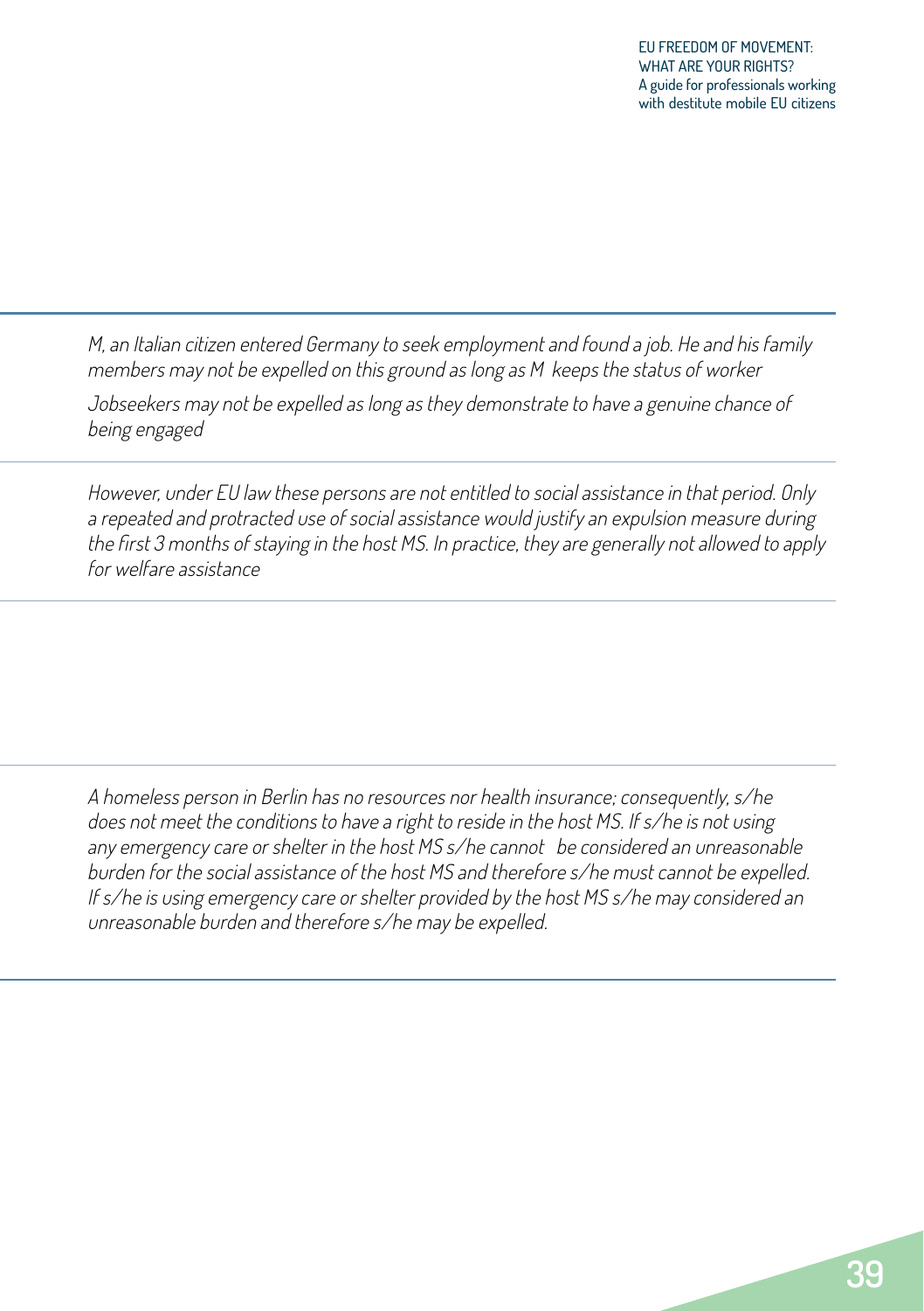*M, an Italian citizen entered Germany to seek employment and found a job. He and his family members may not be expelled on this ground as long as M keeps the status of worker*

*Jobseekers may not be expelled as long as they demonstrate to have a genuine chance of being engaged*

*However, under EU law these persons are not entitled to social assistance in that period. Only a repeated and protracted use of social assistance would justify an expulsion measure during the first 3 months of staying in the host MS. In practice, they are generally not allowed to apply for welfare assistance*

*A homeless person in Berlin has no resources nor health insurance; consequently, s/he does not meet the conditions to have a right to reside in the host MS. If s/he is not using any emergency care or shelter in the host MS s/he cannot be considered an unreasonable burden for the social assistance of the host MS and therefore s/he must cannot be expelled. If s/he is using emergency care or shelter provided by the host MS s/he may considered an unreasonable burden and therefore s/he may be expelled.*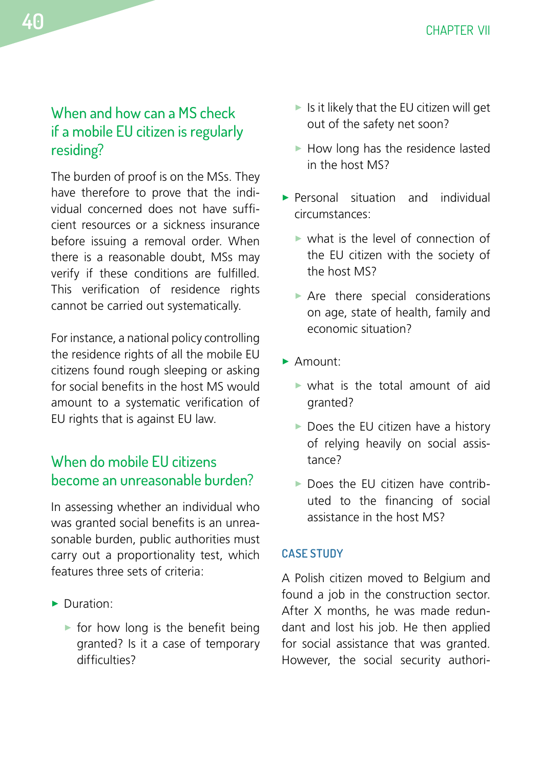## When and how can a MS check if a mobile EU citizen is regularly residing?

The burden of proof is on the MSs. They have therefore to prove that the individual concerned does not have sufficient resources or a sickness insurance before issuing a removal order. When there is a reasonable doubt, MSs may verify if these conditions are fulfilled. This verification of residence rights cannot be carried out systematically.

For instance, a national policy controlling the residence rights of all the mobile EU citizens found rough sleeping or asking for social benefits in the host MS would amount to a systematic verification of EU rights that is against EU law.

## When do mobile EU citizens become an unreasonable burden?

In assessing whether an individual who was granted social benefits is an unreasonable burden, public authorities must carry out a proportionality test, which features three sets of criteria:

- Duration:
  - for how long is the benefit being granted? Is it a case of temporary difficulties?
  - Is it likely that the EU citizen will get out of the safety net soon?
  - How long has the residence lasted in the host MS?
- Personal situation and individual circumstances:
  - what is the level of connection of the EU citizen with the society of the host MS?
  - Are there special considerations on age, state of health, family and economic situation?
- Amount:
  - what is the total amount of aid granted?
  - Does the EU citizen have a history of relying heavily on social assistance?
  - Does the EU citizen have contributed to the financing of social assistance in the host MS?

### CASE STUDY

A Polish citizen moved to Belgium and found a job in the construction sector. After X months, he was made redundant and lost his job. He then applied for social assistance that was granted. However, the social security authori-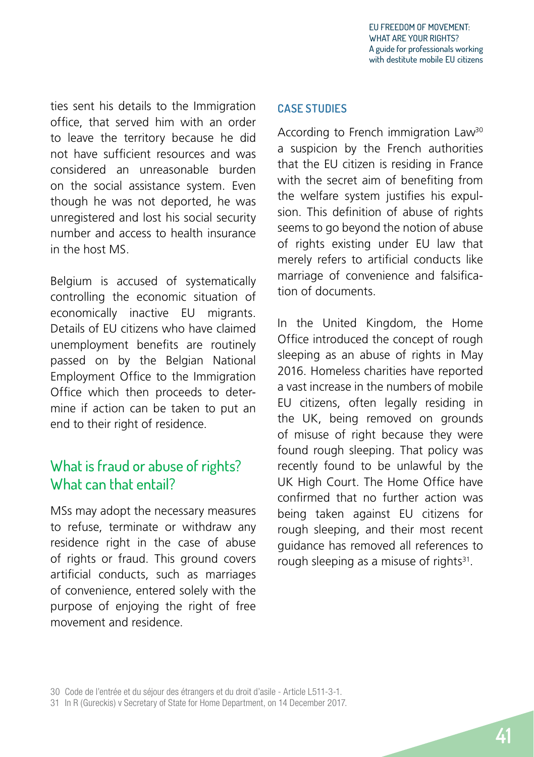ties sent his details to the Immigration office, that served him with an order to leave the territory because he did not have sufficient resources and was considered an unreasonable burden on the social assistance system. Even though he was not deported, he was unregistered and lost his social security number and access to health insurance in the host MS.

Belgium is accused of systematically controlling the economic situation of economically inactive EU migrants. Details of EU citizens who have claimed unemployment benefits are routinely passed on by the Belgian National Employment Office to the Immigration Office which then proceeds to determine if action can be taken to put an end to their right of residence.

## What is fraud or abuse of rights? What can that entail?

MSs may adopt the necessary measures to refuse, terminate or withdraw any residence right in the case of abuse of rights or fraud. This ground covers artificial conducts, such as marriages of convenience, entered solely with the purpose of enjoying the right of free movement and residence.

### CASE STUDIES

According to French immigration Law[30] a suspicion by the French authorities that the EU citizen is residing in France with the secret aim of benefiting from the welfare system justifies his expulsion. This definition of abuse of rights seems to go beyond the notion of abuse of rights existing under EU law that merely refers to artificial conducts like marriage of convenience and falsification of documents.

In the United Kingdom, the Home Office introduced the concept of rough sleeping as an abuse of rights in May 2016. Homeless charities have reported a vast increase in the numbers of mobile EU citizens, often legally residing in the UK, being removed on grounds of misuse of right because they were found rough sleeping. That policy was recently found to be unlawful by the UK High Court. The Home Office have confirmed that no further action was being taken against EU citizens for rough sleeping, and their most recent guidance has removed all references to rough sleeping as a misuse of rights[31].

30 Code de l'entrée et du séjour des étrangers et du droit d'asile - Article L511-3-1.

31 In R (Gureckis) v Secretary of State for Home Department, on 14 December 2017.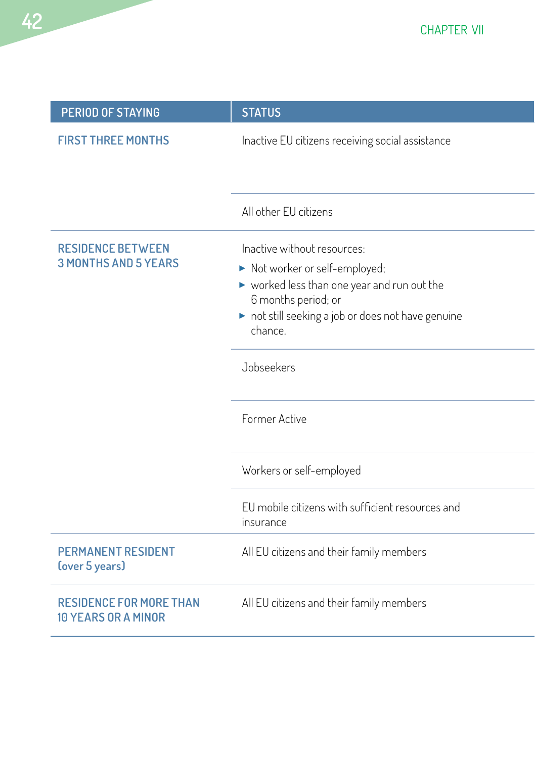| PERIOD OF STAYING | STATUS |
|---|---|
| FIRST THREE MONTHS | Inactive EU citizens receiving social assistance |
| | All other EU citizens |
| RESIDENCE BETWEEN 3 MONTHS AND 5 YEARS | Inactive without resources:<br>► Not worker or self-employed;<br>► worked less than one year and run out the 6 months period; or<br>► not still seeking a job or does not have genuine chance. |
| | Jobseekers |
| | Former Active |
| | Workers or self-employed |
| | EU mobile citizens with sufficient resources and insurance |
| PERMANENT RESIDENT (over 5 years) | All EU citizens and their family members |
| RESIDENCE FOR MORE THAN 10 YEARS OR A MINOR | All EU citizens and their family members |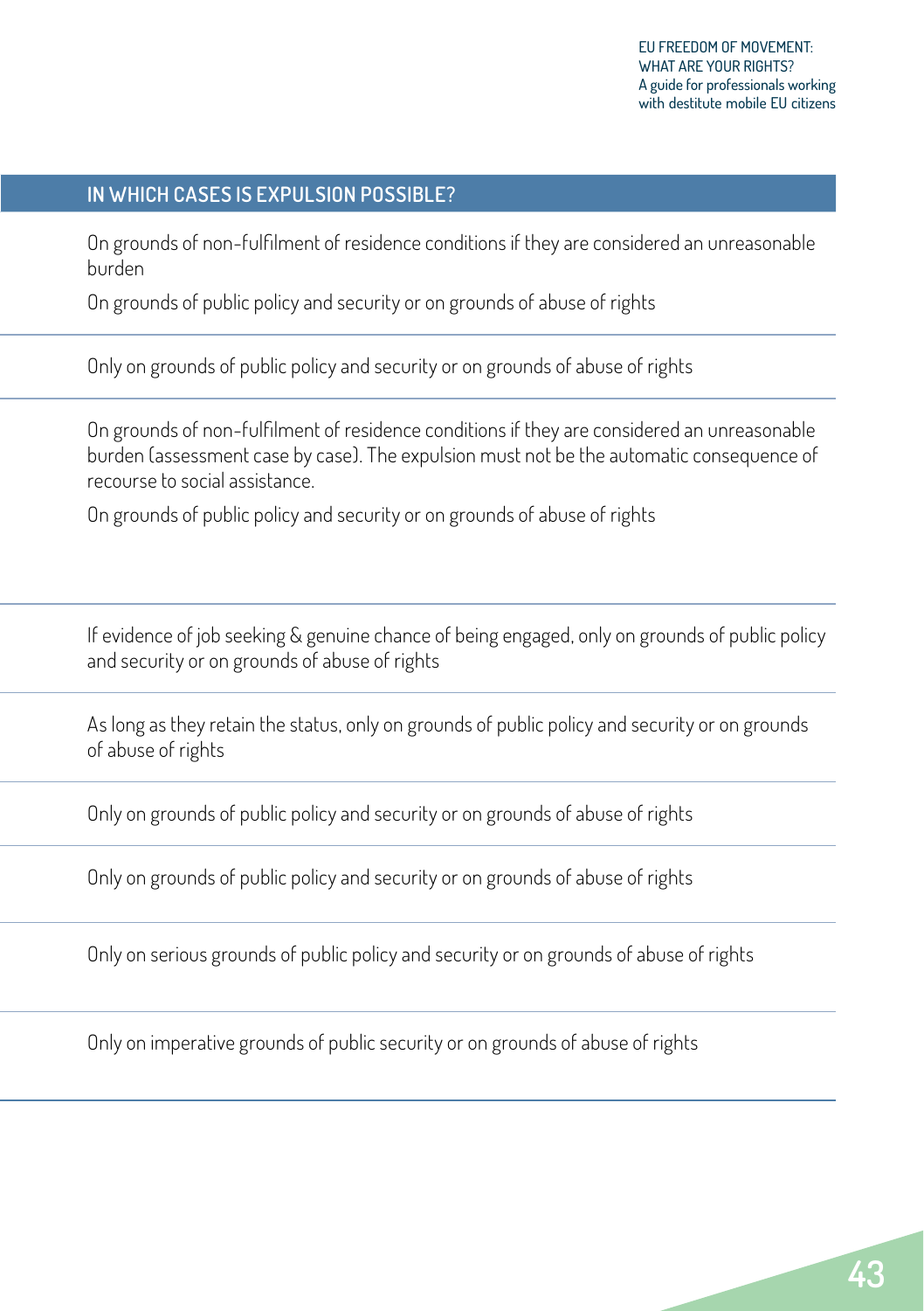## IN WHICH CASES IS EXPULSION POSSIBLE?

On grounds of non-fulfilment of residence conditions if they are considered an unreasonable burden

On grounds of public policy and security or on grounds of abuse of rights

---

Only on grounds of public policy and security or on grounds of abuse of rights

---

On grounds of non-fulfilment of residence conditions if they are considered an unreasonable burden (assessment case by case). The expulsion must not be the automatic consequence of recourse to social assistance.

On grounds of public policy and security or on grounds of abuse of rights

---

If evidence of job seeking & genuine chance of being engaged, only on grounds of public policy and security or on grounds of abuse of rights

---

As long as they retain the status, only on grounds of public policy and security or on grounds of abuse of rights

---

Only on grounds of public policy and security or on grounds of abuse of rights

---

Only on grounds of public policy and security or on grounds of abuse of rights

---

Only on serious grounds of public policy and security or on grounds of abuse of rights

---

Only on imperative grounds of public security or on grounds of abuse of rights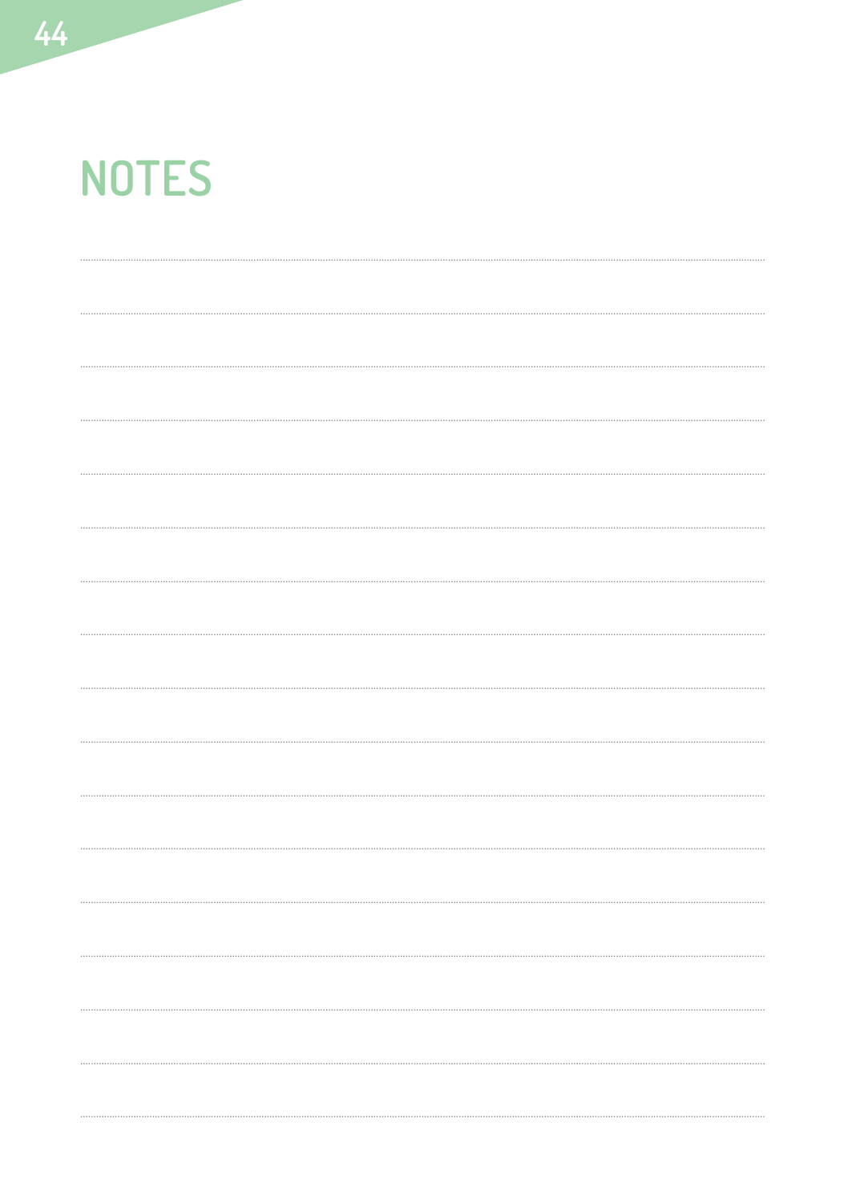# NOTES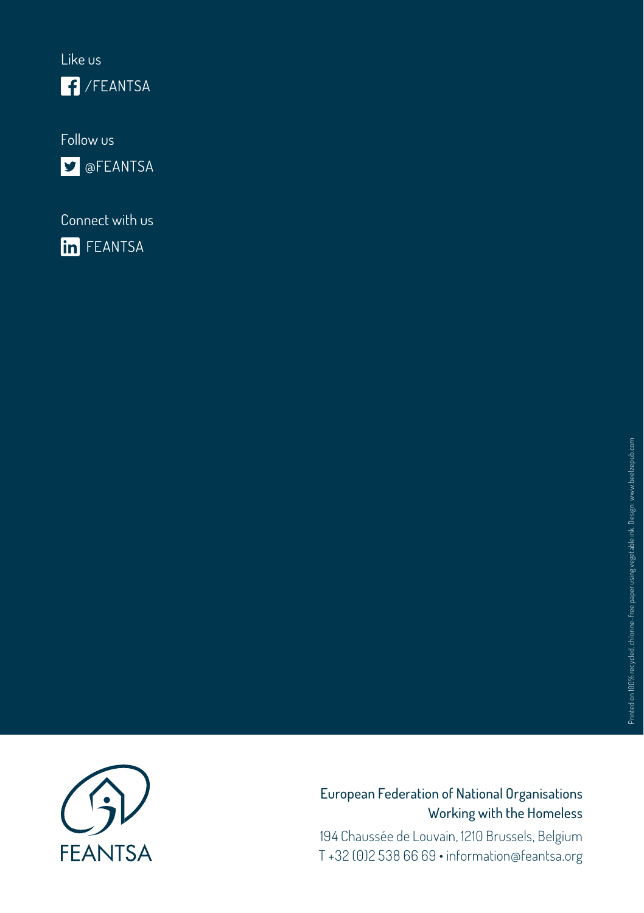Like us

/FEANTSA

Follow us

@FEANTSA

Connect with us

FEANTSA

Printed on 100% recycled, chlorine-free paper using vegetable ink. Design: www.beelzepub.com

FEANTSA

European Federation of National Organisations
Working with the Homeless

194 Chaussée de Louvain, 1210 Brussels, Belgium
T +32 (0)2 538 66 69 • information@feantsa.org